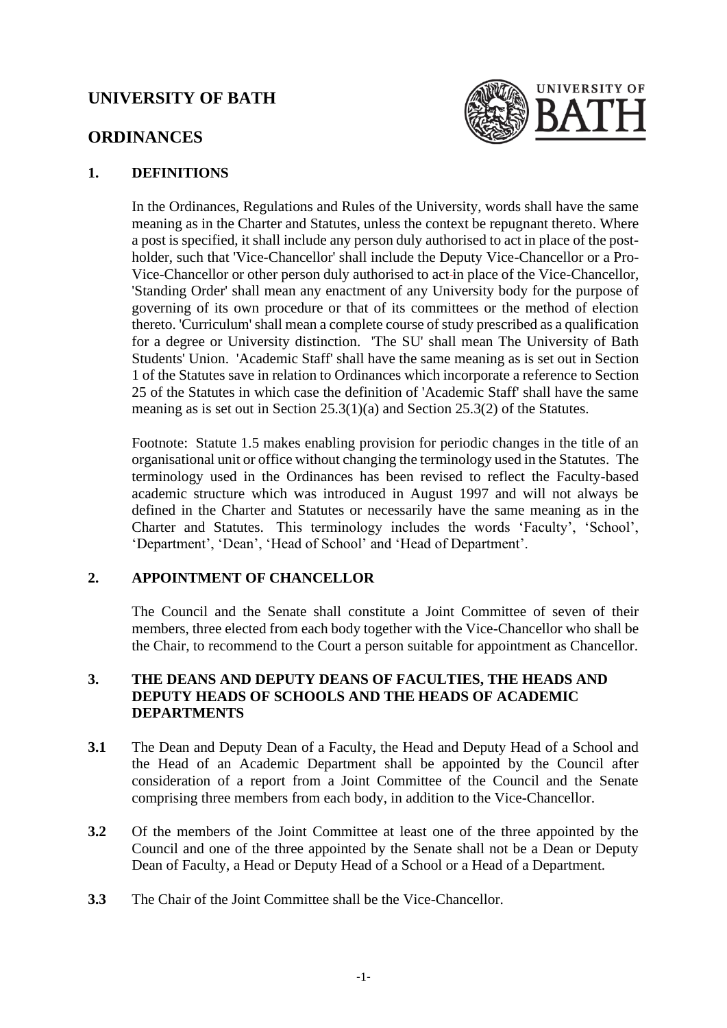# UNIVERSITY OF BATH

## ORDINANCES

### 1. DEFINITIONS

In the Ordinances, Regulations and Rules of the University, words shall have the same meaning as in the Charter and Statutes, unless the context be repugnant thereto. Where a post is specified, it shall include any person duly authorised to act in place of the post-holder, such that 'Vice-Chancellor' shall include the Deputy Vice-Chancellor or a Pro-Vice-Chancellor or other person duly authorised to act in place of the Vice-Chancellor, 'Standing Order' shall mean any enactment of any University body for the purpose of governing of its own procedure or that of its committees or the method of election thereto. 'Curriculum' shall mean a complete course of study prescribed as a qualification for a degree or University distinction. 'The SU' shall mean The University of Bath Students' Union. 'Academic Staff' shall have the same meaning as is set out in Section 1 of the Statutes save in relation to Ordinances which incorporate a reference to Section 25 of the Statutes in which case the definition of 'Academic Staff' shall have the same meaning as is set out in Section 25.3(1)(a) and Section 25.3(2) of the Statutes.

Footnote: Statute 1.5 makes enabling provision for periodic changes in the title of an organisational unit or office without changing the terminology used in the Statutes. The terminology used in the Ordinances has been revised to reflect the Faculty-based academic structure which was introduced in August 1997 and will not always be defined in the Charter and Statutes or necessarily have the same meaning as in the Charter and Statutes. This terminology includes the words 'Faculty', 'School', 'Department', 'Dean', 'Head of School' and 'Head of Department'.

### 2. APPOINTMENT OF CHANCELLOR

The Council and the Senate shall constitute a Joint Committee of seven of their members, three elected from each body together with the Vice-Chancellor who shall be the Chair, to recommend to the Court a person suitable for appointment as Chancellor.

### 3. THE DEANS AND DEPUTY DEANS OF FACULTIES, THE HEADS AND DEPUTY HEADS OF SCHOOLS AND THE HEADS OF ACADEMIC DEPARTMENTS

**3.1** The Dean and Deputy Dean of a Faculty, the Head and Deputy Head of a School and the Head of an Academic Department shall be appointed by the Council after consideration of a report from a Joint Committee of the Council and the Senate comprising three members from each body, in addition to the Vice-Chancellor.

**3.2** Of the members of the Joint Committee at least one of the three appointed by the Council and one of the three appointed by the Senate shall not be a Dean or Deputy Dean of Faculty, a Head or Deputy Head of a School or a Head of a Department.

**3.3** The Chair of the Joint Committee shall be the Vice-Chancellor.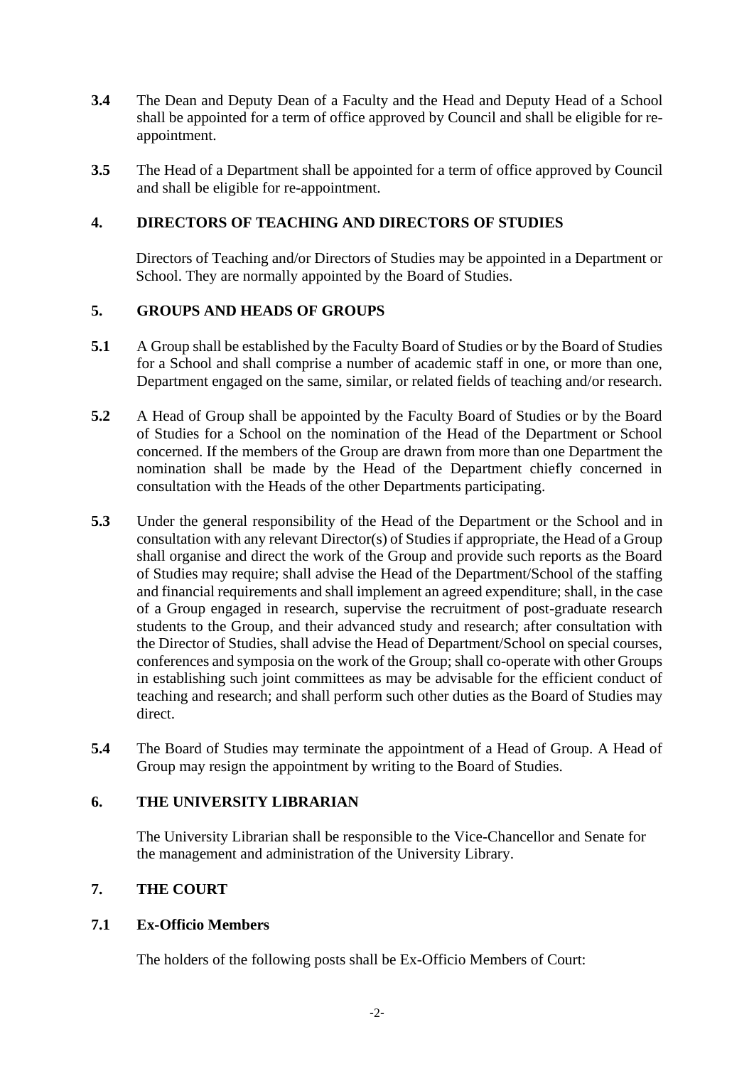**3.4** The Dean and Deputy Dean of a Faculty and the Head and Deputy Head of a School shall be appointed for a term of office approved by Council and shall be eligible for re-appointment.

**3.5** The Head of a Department shall be appointed for a term of office approved by Council and shall be eligible for re-appointment.

## 4. DIRECTORS OF TEACHING AND DIRECTORS OF STUDIES

Directors of Teaching and/or Directors of Studies may be appointed in a Department or School. They are normally appointed by the Board of Studies.

## 5. GROUPS AND HEADS OF GROUPS

**5.1** A Group shall be established by the Faculty Board of Studies or by the Board of Studies for a School and shall comprise a number of academic staff in one, or more than one, Department engaged on the same, similar, or related fields of teaching and/or research.

**5.2** A Head of Group shall be appointed by the Faculty Board of Studies or by the Board of Studies for a School on the nomination of the Head of the Department or School concerned. If the members of the Group are drawn from more than one Department the nomination shall be made by the Head of the Department chiefly concerned in consultation with the Heads of the other Departments participating.

**5.3** Under the general responsibility of the Head of the Department or the School and in consultation with any relevant Director(s) of Studies if appropriate, the Head of a Group shall organise and direct the work of the Group and provide such reports as the Board of Studies may require; shall advise the Head of the Department/School of the staffing and financial requirements and shall implement an agreed expenditure; shall, in the case of a Group engaged in research, supervise the recruitment of post-graduate research students to the Group, and their advanced study and research; after consultation with the Director of Studies, shall advise the Head of Department/School on special courses, conferences and symposia on the work of the Group; shall co-operate with other Groups in establishing such joint committees as may be advisable for the efficient conduct of teaching and research; and shall perform such other duties as the Board of Studies may direct.

**5.4** The Board of Studies may terminate the appointment of a Head of Group. A Head of Group may resign the appointment by writing to the Board of Studies.

## 6. THE UNIVERSITY LIBRARIAN

The University Librarian shall be responsible to the Vice-Chancellor and Senate for the management and administration of the University Library.

## 7. THE COURT

### 7.1 Ex-Officio Members

The holders of the following posts shall be Ex-Officio Members of Court: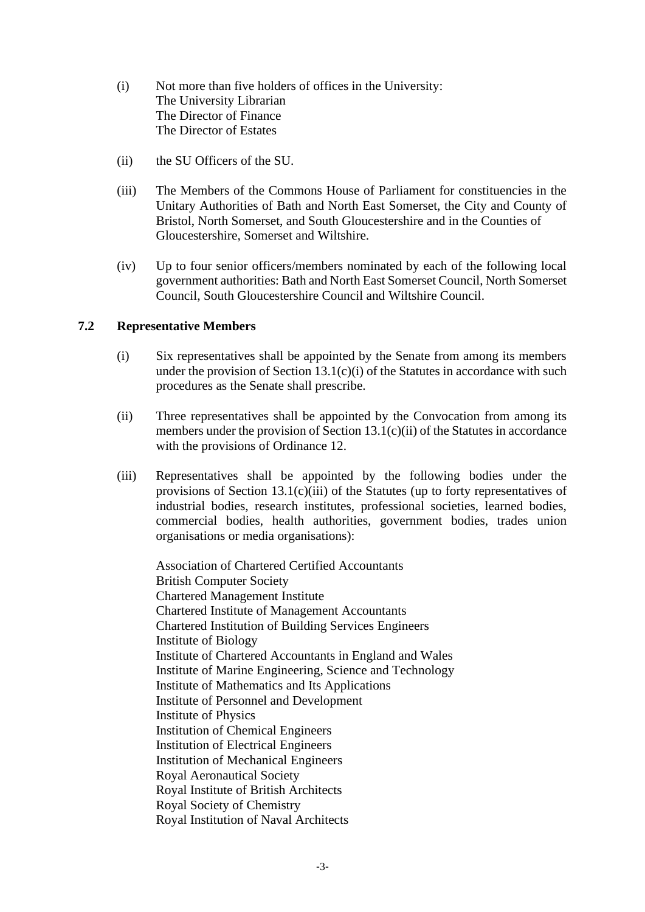(i) Not more than five holders of offices in the University:
The University Librarian
The Director of Finance
The Director of Estates

(ii) the SU Officers of the SU.

(iii) The Members of the Commons House of Parliament for constituencies in the Unitary Authorities of Bath and North East Somerset, the City and County of Bristol, North Somerset, and South Gloucestershire and in the Counties of Gloucestershire, Somerset and Wiltshire.

(iv) Up to four senior officers/members nominated by each of the following local government authorities: Bath and North East Somerset Council, North Somerset Council, South Gloucestershire Council and Wiltshire Council.

## 7.2 Representative Members

(i) Six representatives shall be appointed by the Senate from among its members under the provision of Section 13.1(c)(i) of the Statutes in accordance with such procedures as the Senate shall prescribe.

(ii) Three representatives shall be appointed by the Convocation from among its members under the provision of Section 13.1(c)(ii) of the Statutes in accordance with the provisions of Ordinance 12.

(iii) Representatives shall be appointed by the following bodies under the provisions of Section 13.1(c)(iii) of the Statutes (up to forty representatives of industrial bodies, research institutes, professional societies, learned bodies, commercial bodies, health authorities, government bodies, trades union organisations or media organisations):

Association of Chartered Certified Accountants
British Computer Society
Chartered Management Institute
Chartered Institute of Management Accountants
Chartered Institution of Building Services Engineers
Institute of Biology
Institute of Chartered Accountants in England and Wales
Institute of Marine Engineering, Science and Technology
Institute of Mathematics and Its Applications
Institute of Personnel and Development
Institute of Physics
Institution of Chemical Engineers
Institution of Electrical Engineers
Institution of Mechanical Engineers
Royal Aeronautical Society
Royal Institute of British Architects
Royal Society of Chemistry
Royal Institution of Naval Architects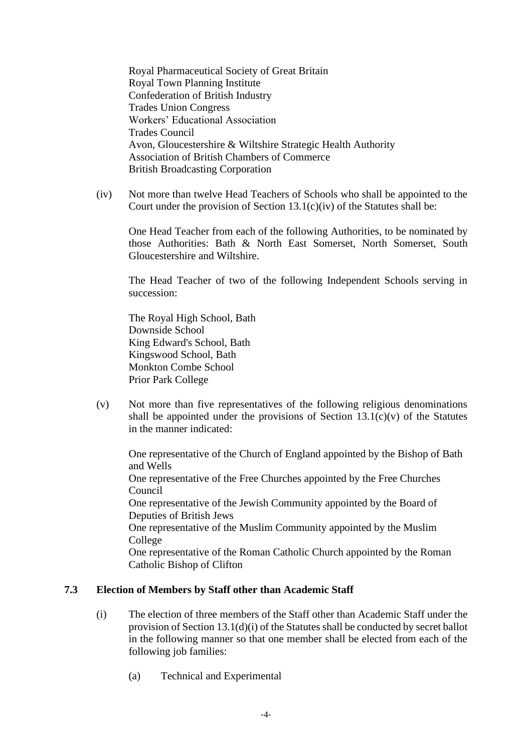Royal Pharmaceutical Society of Great Britain
Royal Town Planning Institute
Confederation of British Industry
Trades Union Congress
Workers' Educational Association
Trades Council
Avon, Gloucestershire & Wiltshire Strategic Health Authority
Association of British Chambers of Commerce
British Broadcasting Corporation

(iv) Not more than twelve Head Teachers of Schools who shall be appointed to the Court under the provision of Section 13.1(c)(iv) of the Statutes shall be:

One Head Teacher from each of the following Authorities, to be nominated by those Authorities: Bath & North East Somerset, North Somerset, South Gloucestershire and Wiltshire.

The Head Teacher of two of the following Independent Schools serving in succession:

The Royal High School, Bath
Downside School
King Edward's School, Bath
Kingswood School, Bath
Monkton Combe School
Prior Park College

(v) Not more than five representatives of the following religious denominations shall be appointed under the provisions of Section 13.1(c)(v) of the Statutes in the manner indicated:

One representative of the Church of England appointed by the Bishop of Bath and Wells
One representative of the Free Churches appointed by the Free Churches Council
One representative of the Jewish Community appointed by the Board of Deputies of British Jews
One representative of the Muslim Community appointed by the Muslim College
One representative of the Roman Catholic Church appointed by the Roman Catholic Bishop of Clifton

### 7.3 Election of Members by Staff other than Academic Staff

(i) The election of three members of the Staff other than Academic Staff under the provision of Section 13.1(d)(i) of the Statutes shall be conducted by secret ballot in the following manner so that one member shall be elected from each of the following job families:

(a) Technical and Experimental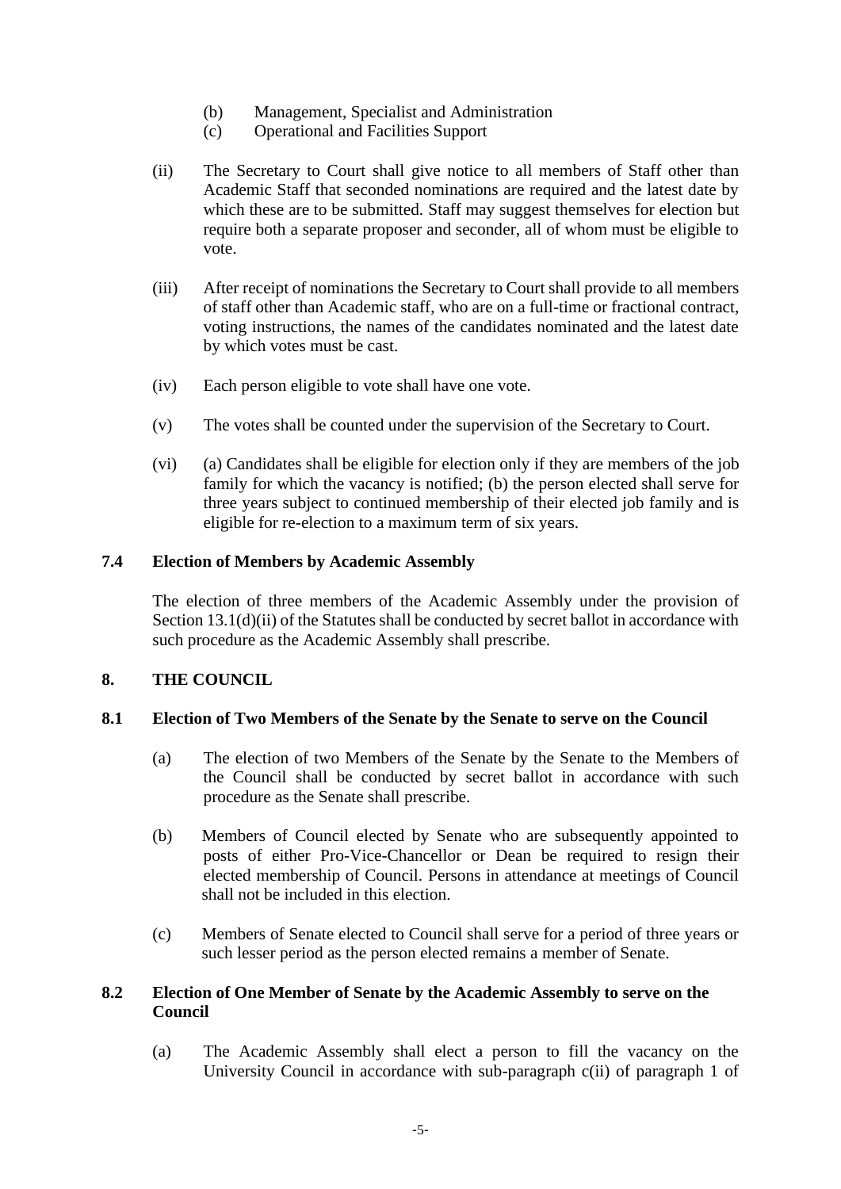(b) Management, Specialist and Administration
(c) Operational and Facilities Support

(ii) The Secretary to Court shall give notice to all members of Staff other than Academic Staff that seconded nominations are required and the latest date by which these are to be submitted. Staff may suggest themselves for election but require both a separate proposer and seconder, all of whom must be eligible to vote.

(iii) After receipt of nominations the Secretary to Court shall provide to all members of staff other than Academic staff, who are on a full-time or fractional contract, voting instructions, the names of the candidates nominated and the latest date by which votes must be cast.

(iv) Each person eligible to vote shall have one vote.

(v) The votes shall be counted under the supervision of the Secretary to Court.

(vi) (a) Candidates shall be eligible for election only if they are members of the job family for which the vacancy is notified; (b) the person elected shall serve for three years subject to continued membership of their elected job family and is eligible for re-election to a maximum term of six years.

### 7.4 Election of Members by Academic Assembly

The election of three members of the Academic Assembly under the provision of Section 13.1(d)(ii) of the Statutes shall be conducted by secret ballot in accordance with such procedure as the Academic Assembly shall prescribe.

## 8. THE COUNCIL

### 8.1 Election of Two Members of the Senate by the Senate to serve on the Council

(a) The election of two Members of the Senate by the Senate to the Members of the Council shall be conducted by secret ballot in accordance with such procedure as the Senate shall prescribe.

(b) Members of Council elected by Senate who are subsequently appointed to posts of either Pro-Vice-Chancellor or Dean be required to resign their elected membership of Council. Persons in attendance at meetings of Council shall not be included in this election.

(c) Members of Senate elected to Council shall serve for a period of three years or such lesser period as the person elected remains a member of Senate.

### 8.2 Election of One Member of Senate by the Academic Assembly to serve on the Council

(a) The Academic Assembly shall elect a person to fill the vacancy on the University Council in accordance with sub-paragraph c(ii) of paragraph 1 of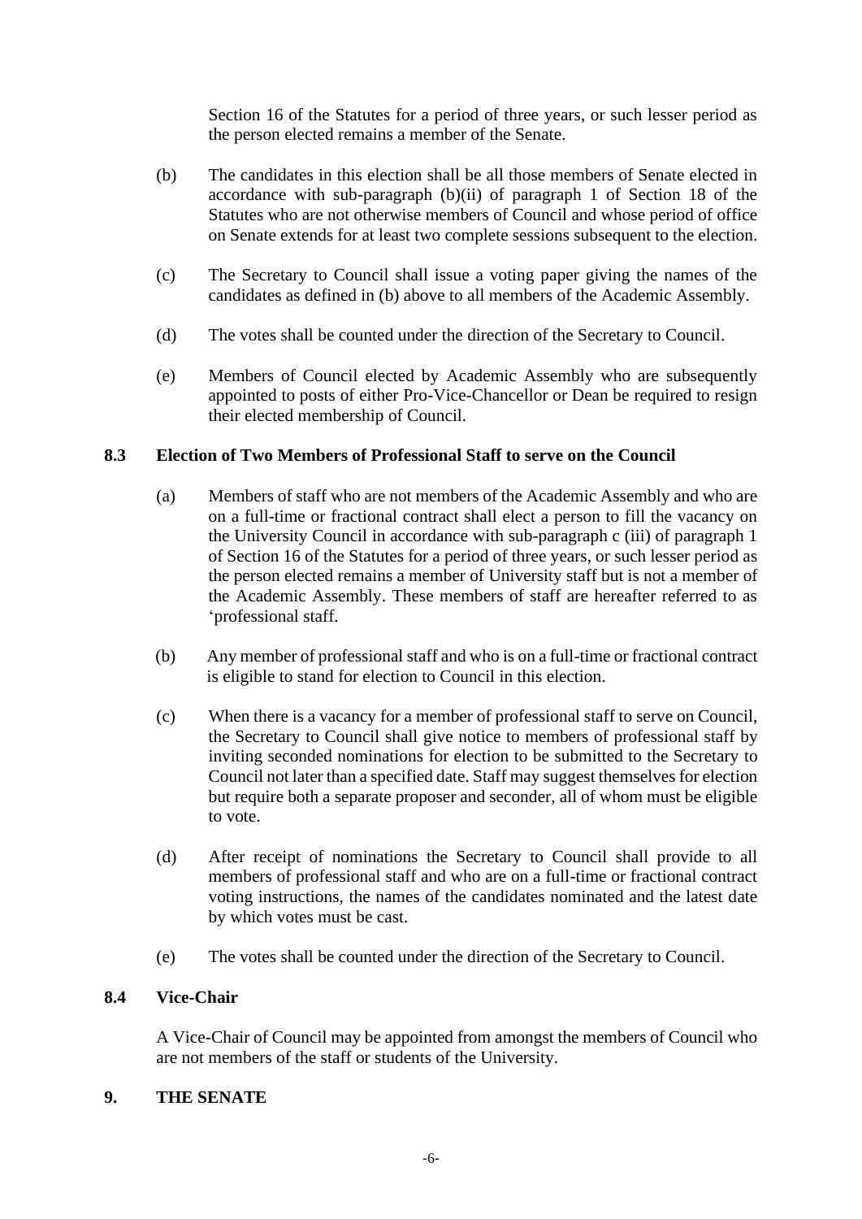Section 16 of the Statutes for a period of three years, or such lesser period as the person elected remains a member of the Senate.

(b) The candidates in this election shall be all those members of Senate elected in accordance with sub-paragraph (b)(ii) of paragraph 1 of Section 18 of the Statutes who are not otherwise members of Council and whose period of office on Senate extends for at least two complete sessions subsequent to the election.

(c) The Secretary to Council shall issue a voting paper giving the names of the candidates as defined in (b) above to all members of the Academic Assembly.

(d) The votes shall be counted under the direction of the Secretary to Council.

(e) Members of Council elected by Academic Assembly who are subsequently appointed to posts of either Pro-Vice-Chancellor or Dean be required to resign their elected membership of Council.

### 8.3 Election of Two Members of Professional Staff to serve on the Council

(a) Members of staff who are not members of the Academic Assembly and who are on a full-time or fractional contract shall elect a person to fill the vacancy on the University Council in accordance with sub-paragraph c (iii) of paragraph 1 of Section 16 of the Statutes for a period of three years, or such lesser period as the person elected remains a member of University staff but is not a member of the Academic Assembly. These members of staff are hereafter referred to as 'professional staff.

(b) Any member of professional staff and who is on a full-time or fractional contract is eligible to stand for election to Council in this election.

(c) When there is a vacancy for a member of professional staff to serve on Council, the Secretary to Council shall give notice to members of professional staff by inviting seconded nominations for election to be submitted to the Secretary to Council not later than a specified date. Staff may suggest themselves for election but require both a separate proposer and seconder, all of whom must be eligible to vote.

(d) After receipt of nominations the Secretary to Council shall provide to all members of professional staff and who are on a full-time or fractional contract voting instructions, the names of the candidates nominated and the latest date by which votes must be cast.

(e) The votes shall be counted under the direction of the Secretary to Council.

### 8.4 Vice-Chair

A Vice-Chair of Council may be appointed from amongst the members of Council who are not members of the staff or students of the University.

## 9. THE SENATE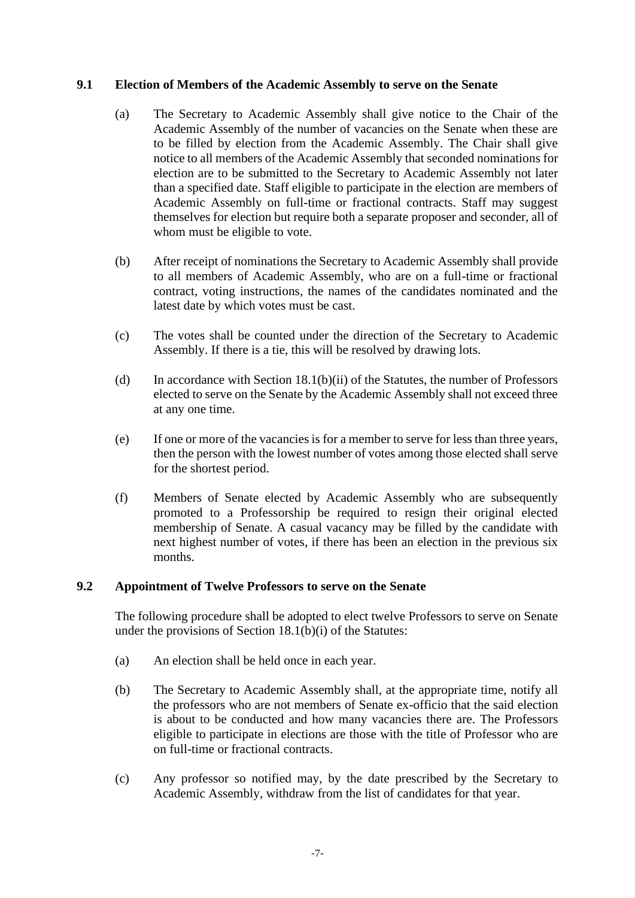### 9.1 Election of Members of the Academic Assembly to serve on the Senate

(a) The Secretary to Academic Assembly shall give notice to the Chair of the Academic Assembly of the number of vacancies on the Senate when these are to be filled by election from the Academic Assembly. The Chair shall give notice to all members of the Academic Assembly that seconded nominations for election are to be submitted to the Secretary to Academic Assembly not later than a specified date. Staff eligible to participate in the election are members of Academic Assembly on full-time or fractional contracts. Staff may suggest themselves for election but require both a separate proposer and seconder, all of whom must be eligible to vote.

(b) After receipt of nominations the Secretary to Academic Assembly shall provide to all members of Academic Assembly, who are on a full-time or fractional contract, voting instructions, the names of the candidates nominated and the latest date by which votes must be cast.

(c) The votes shall be counted under the direction of the Secretary to Academic Assembly. If there is a tie, this will be resolved by drawing lots.

(d) In accordance with Section 18.1(b)(ii) of the Statutes, the number of Professors elected to serve on the Senate by the Academic Assembly shall not exceed three at any one time.

(e) If one or more of the vacancies is for a member to serve for less than three years, then the person with the lowest number of votes among those elected shall serve for the shortest period.

(f) Members of Senate elected by Academic Assembly who are subsequently promoted to a Professorship be required to resign their original elected membership of Senate. A casual vacancy may be filled by the candidate with next highest number of votes, if there has been an election in the previous six months.

### 9.2 Appointment of Twelve Professors to serve on the Senate

The following procedure shall be adopted to elect twelve Professors to serve on Senate under the provisions of Section 18.1(b)(i) of the Statutes:

(a) An election shall be held once in each year.

(b) The Secretary to Academic Assembly shall, at the appropriate time, notify all the professors who are not members of Senate ex-officio that the said election is about to be conducted and how many vacancies there are. The Professors eligible to participate in elections are those with the title of Professor who are on full-time or fractional contracts.

(c) Any professor so notified may, by the date prescribed by the Secretary to Academic Assembly, withdraw from the list of candidates for that year.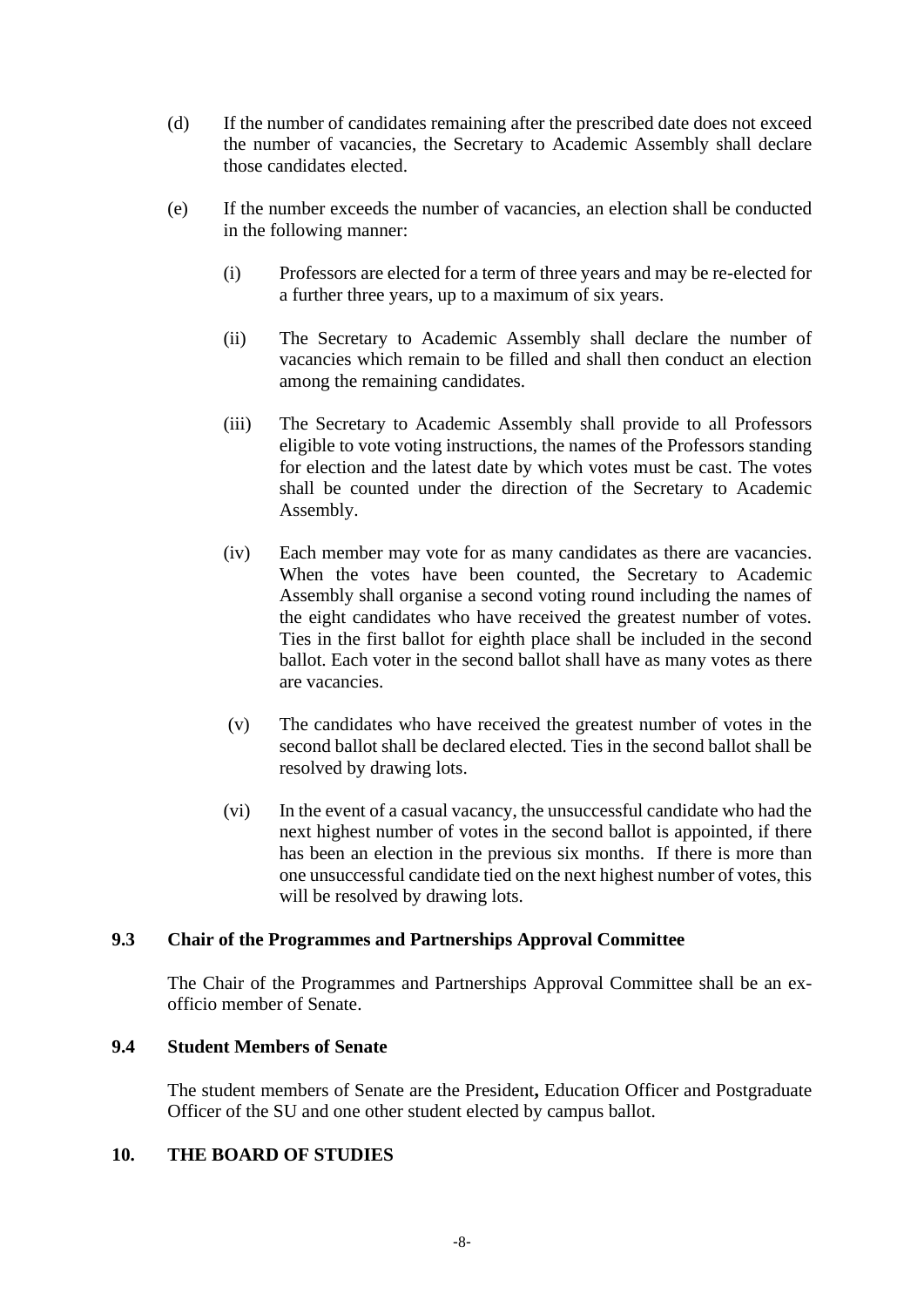(d) If the number of candidates remaining after the prescribed date does not exceed the number of vacancies, the Secretary to Academic Assembly shall declare those candidates elected.

(e) If the number exceeds the number of vacancies, an election shall be conducted in the following manner:

(i) Professors are elected for a term of three years and may be re-elected for a further three years, up to a maximum of six years.

(ii) The Secretary to Academic Assembly shall declare the number of vacancies which remain to be filled and shall then conduct an election among the remaining candidates.

(iii) The Secretary to Academic Assembly shall provide to all Professors eligible to vote voting instructions, the names of the Professors standing for election and the latest date by which votes must be cast. The votes shall be counted under the direction of the Secretary to Academic Assembly.

(iv) Each member may vote for as many candidates as there are vacancies. When the votes have been counted, the Secretary to Academic Assembly shall organise a second voting round including the names of the eight candidates who have received the greatest number of votes. Ties in the first ballot for eighth place shall be included in the second ballot. Each voter in the second ballot shall have as many votes as there are vacancies.

(v) The candidates who have received the greatest number of votes in the second ballot shall be declared elected. Ties in the second ballot shall be resolved by drawing lots.

(vi) In the event of a casual vacancy, the unsuccessful candidate who had the next highest number of votes in the second ballot is appointed, if there has been an election in the previous six months. If there is more than one unsuccessful candidate tied on the next highest number of votes, this will be resolved by drawing lots.

### 9.3 Chair of the Programmes and Partnerships Approval Committee

The Chair of the Programmes and Partnerships Approval Committee shall be an ex-officio member of Senate.

### 9.4 Student Members of Senate

The student members of Senate are the President**,** Education Officer and Postgraduate Officer of the SU and one other student elected by campus ballot.

## 10. THE BOARD OF STUDIES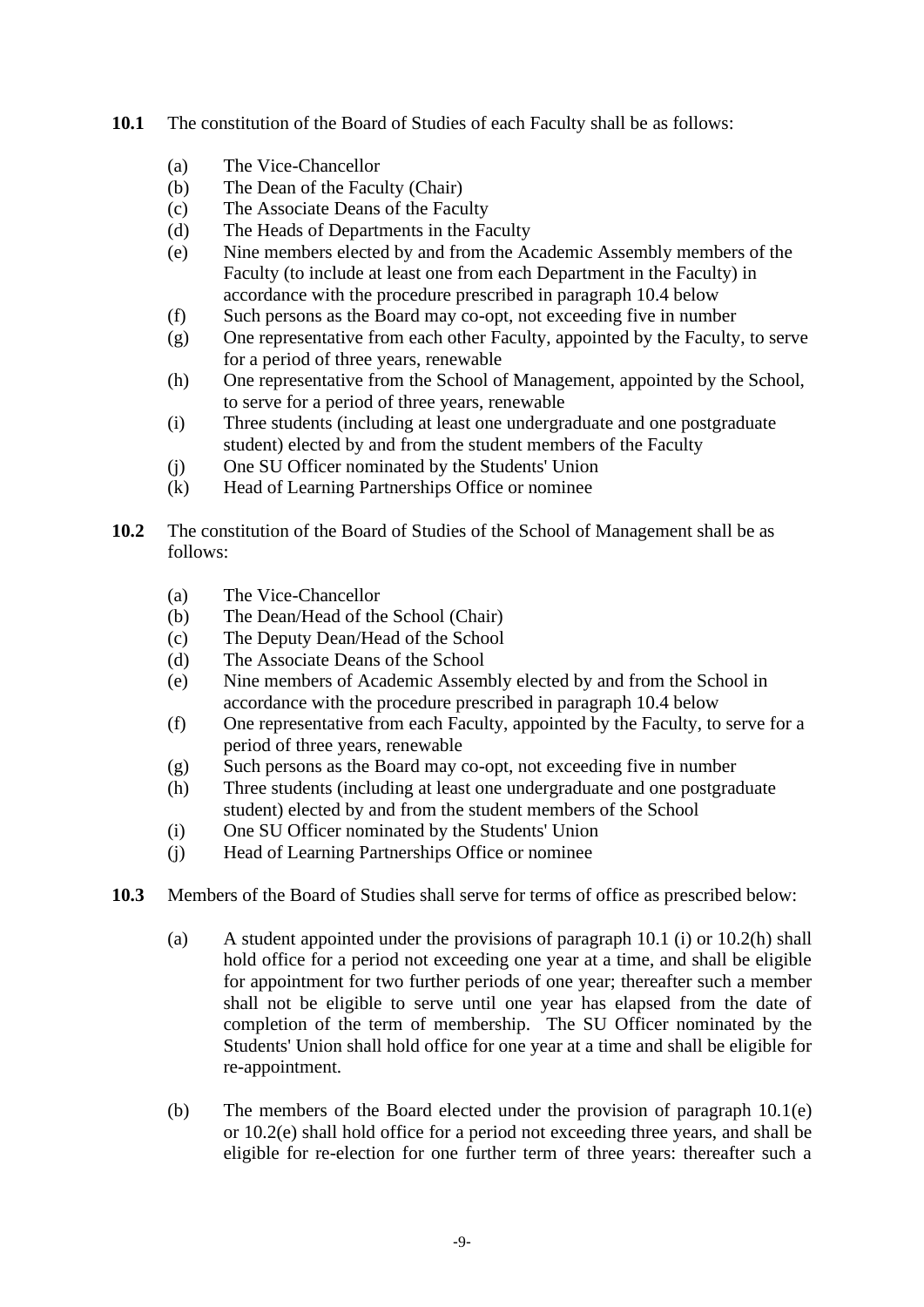**10.1** The constitution of the Board of Studies of each Faculty shall be as follows:

- (a) The Vice-Chancellor
- (b) The Dean of the Faculty (Chair)
- (c) The Associate Deans of the Faculty
- (d) The Heads of Departments in the Faculty
- (e) Nine members elected by and from the Academic Assembly members of the Faculty (to include at least one from each Department in the Faculty) in accordance with the procedure prescribed in paragraph 10.4 below
- (f) Such persons as the Board may co-opt, not exceeding five in number
- (g) One representative from each other Faculty, appointed by the Faculty, to serve for a period of three years, renewable
- (h) One representative from the School of Management, appointed by the School, to serve for a period of three years, renewable
- (i) Three students (including at least one undergraduate and one postgraduate student) elected by and from the student members of the Faculty
- (j) One SU Officer nominated by the Students' Union
- (k) Head of Learning Partnerships Office or nominee

**10.2** The constitution of the Board of Studies of the School of Management shall be as follows:

- (a) The Vice-Chancellor
- (b) The Dean/Head of the School (Chair)
- (c) The Deputy Dean/Head of the School
- (d) The Associate Deans of the School
- (e) Nine members of Academic Assembly elected by and from the School in accordance with the procedure prescribed in paragraph 10.4 below
- (f) One representative from each Faculty, appointed by the Faculty, to serve for a period of three years, renewable
- (g) Such persons as the Board may co-opt, not exceeding five in number
- (h) Three students (including at least one undergraduate and one postgraduate student) elected by and from the student members of the School
- (i) One SU Officer nominated by the Students' Union
- (j) Head of Learning Partnerships Office or nominee

**10.3** Members of the Board of Studies shall serve for terms of office as prescribed below:

- (a) A student appointed under the provisions of paragraph 10.1 (i) or 10.2(h) shall hold office for a period not exceeding one year at a time, and shall be eligible for appointment for two further periods of one year; thereafter such a member shall not be eligible to serve until one year has elapsed from the date of completion of the term of membership. The SU Officer nominated by the Students' Union shall hold office for one year at a time and shall be eligible for re-appointment.

- (b) The members of the Board elected under the provision of paragraph 10.1(e) or 10.2(e) shall hold office for a period not exceeding three years, and shall be eligible for re-election for one further term of three years: thereafter such a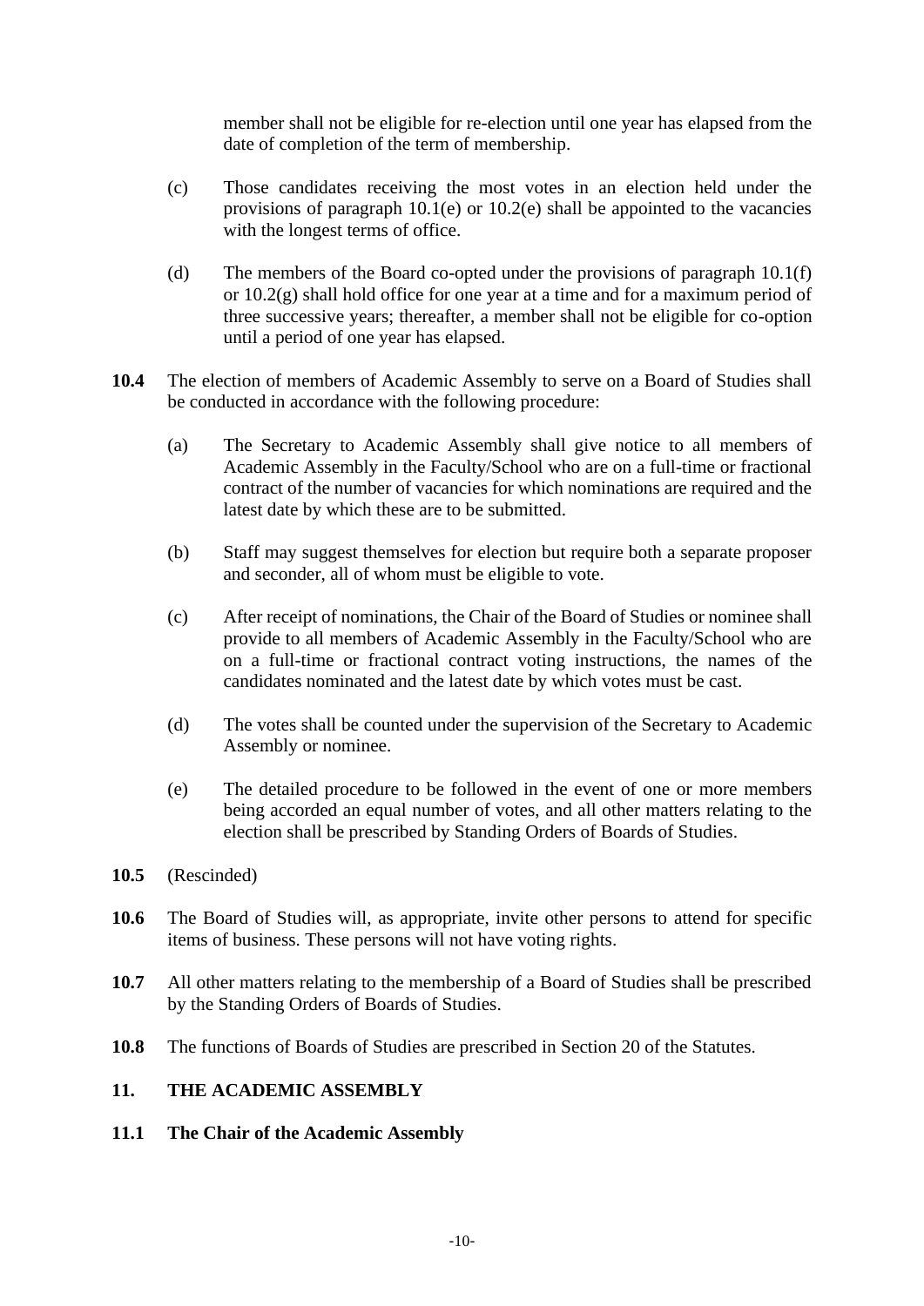member shall not be eligible for re-election until one year has elapsed from the date of completion of the term of membership.

(c) Those candidates receiving the most votes in an election held under the provisions of paragraph 10.1(e) or 10.2(e) shall be appointed to the vacancies with the longest terms of office.

(d) The members of the Board co-opted under the provisions of paragraph 10.1(f) or 10.2(g) shall hold office for one year at a time and for a maximum period of three successive years; thereafter, a member shall not be eligible for co-option until a period of one year has elapsed.

**10.4** The election of members of Academic Assembly to serve on a Board of Studies shall be conducted in accordance with the following procedure:

(a) The Secretary to Academic Assembly shall give notice to all members of Academic Assembly in the Faculty/School who are on a full-time or fractional contract of the number of vacancies for which nominations are required and the latest date by which these are to be submitted.

(b) Staff may suggest themselves for election but require both a separate proposer and seconder, all of whom must be eligible to vote.

(c) After receipt of nominations, the Chair of the Board of Studies or nominee shall provide to all members of Academic Assembly in the Faculty/School who are on a full-time or fractional contract voting instructions, the names of the candidates nominated and the latest date by which votes must be cast.

(d) The votes shall be counted under the supervision of the Secretary to Academic Assembly or nominee.

(e) The detailed procedure to be followed in the event of one or more members being accorded an equal number of votes, and all other matters relating to the election shall be prescribed by Standing Orders of Boards of Studies.

**10.5** (Rescinded)

**10.6** The Board of Studies will, as appropriate, invite other persons to attend for specific items of business. These persons will not have voting rights.

**10.7** All other matters relating to the membership of a Board of Studies shall be prescribed by the Standing Orders of Boards of Studies.

**10.8** The functions of Boards of Studies are prescribed in Section 20 of the Statutes.

## 11. THE ACADEMIC ASSEMBLY

### 11.1 The Chair of the Academic Assembly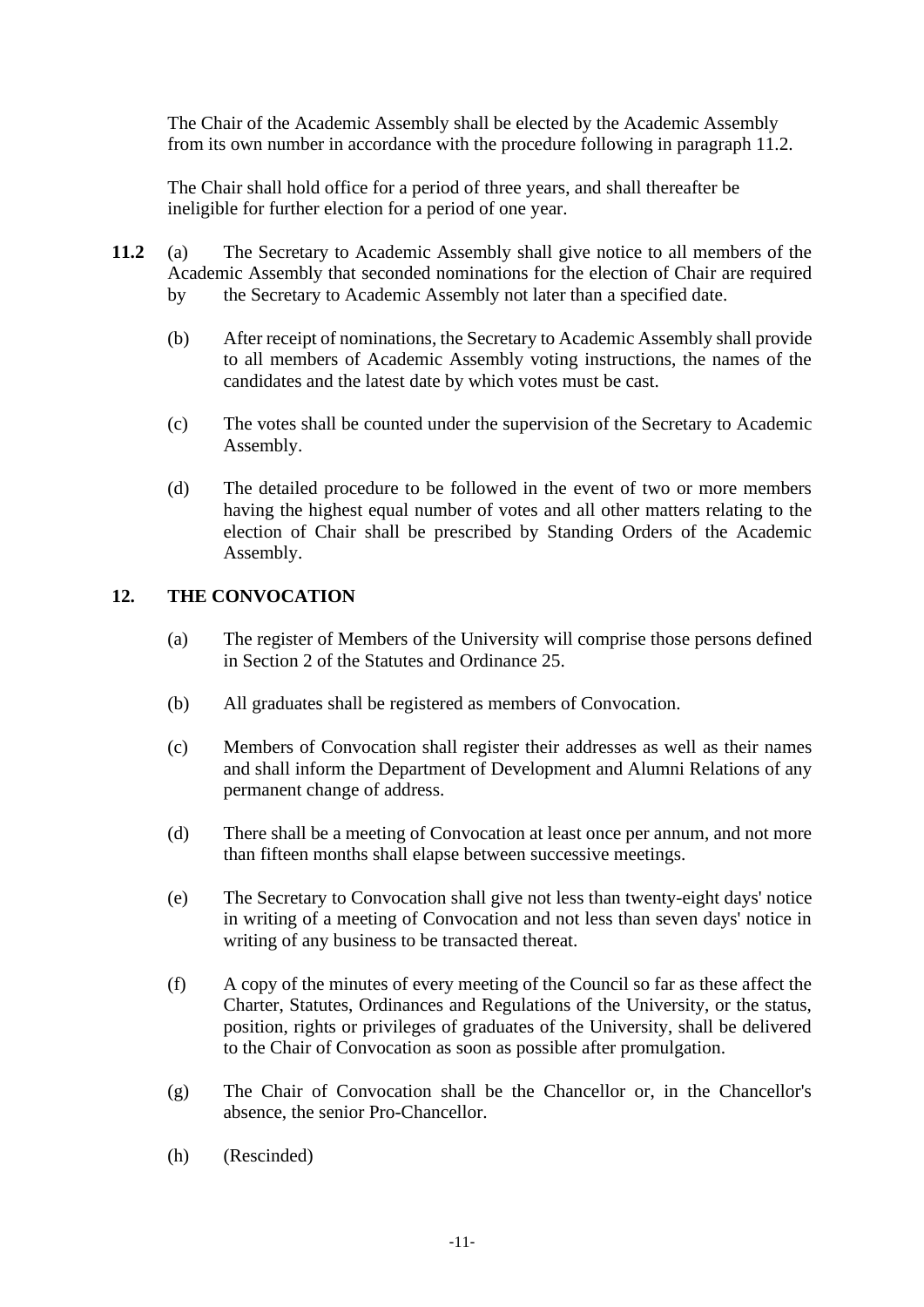The Chair of the Academic Assembly shall be elected by the Academic Assembly from its own number in accordance with the procedure following in paragraph 11.2.

The Chair shall hold office for a period of three years, and shall thereafter be ineligible for further election for a period of one year.

**11.2** (a) The Secretary to Academic Assembly shall give notice to all members of the Academic Assembly that seconded nominations for the election of Chair are required by the Secretary to Academic Assembly not later than a specified date.

(b) After receipt of nominations, the Secretary to Academic Assembly shall provide to all members of Academic Assembly voting instructions, the names of the candidates and the latest date by which votes must be cast.

(c) The votes shall be counted under the supervision of the Secretary to Academic Assembly.

(d) The detailed procedure to be followed in the event of two or more members having the highest equal number of votes and all other matters relating to the election of Chair shall be prescribed by Standing Orders of the Academic Assembly.

## 12. THE CONVOCATION

(a) The register of Members of the University will comprise those persons defined in Section 2 of the Statutes and Ordinance 25.

(b) All graduates shall be registered as members of Convocation.

(c) Members of Convocation shall register their addresses as well as their names and shall inform the Department of Development and Alumni Relations of any permanent change of address.

(d) There shall be a meeting of Convocation at least once per annum, and not more than fifteen months shall elapse between successive meetings.

(e) The Secretary to Convocation shall give not less than twenty-eight days' notice in writing of a meeting of Convocation and not less than seven days' notice in writing of any business to be transacted thereat.

(f) A copy of the minutes of every meeting of the Council so far as these affect the Charter, Statutes, Ordinances and Regulations of the University, or the status, position, rights or privileges of graduates of the University, shall be delivered to the Chair of Convocation as soon as possible after promulgation.

(g) The Chair of Convocation shall be the Chancellor or, in the Chancellor's absence, the senior Pro-Chancellor.

(h) (Rescinded)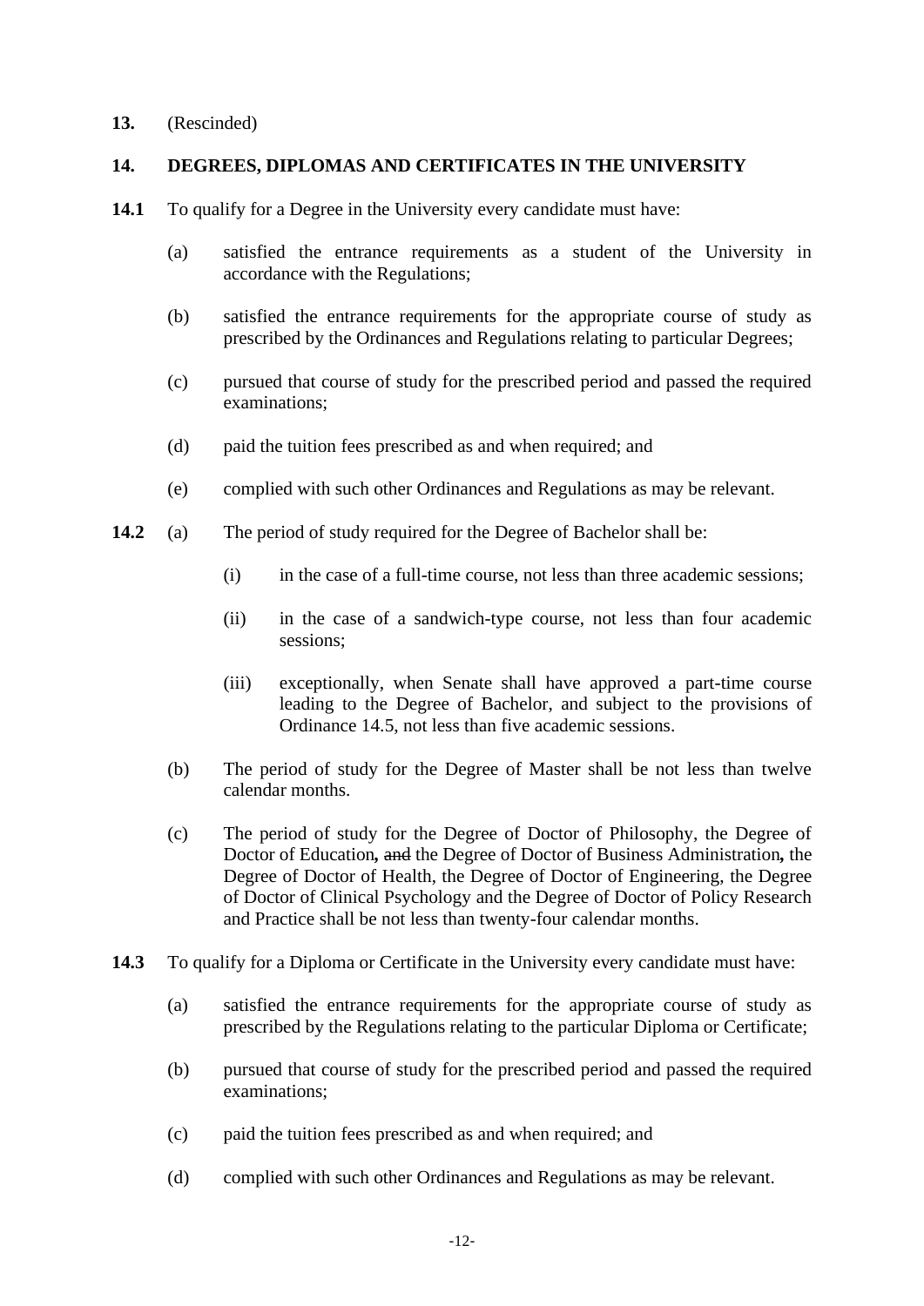**13.** (Rescinded)

## 14. DEGREES, DIPLOMAS AND CERTIFICATES IN THE UNIVERSITY

**14.1** To qualify for a Degree in the University every candidate must have:

(a) satisfied the entrance requirements as a student of the University in accordance with the Regulations;

(b) satisfied the entrance requirements for the appropriate course of study as prescribed by the Ordinances and Regulations relating to particular Degrees;

(c) pursued that course of study for the prescribed period and passed the required examinations;

(d) paid the tuition fees prescribed as and when required; and

(e) complied with such other Ordinances and Regulations as may be relevant.

**14.2** (a) The period of study required for the Degree of Bachelor shall be:

(i) in the case of a full-time course, not less than three academic sessions;

(ii) in the case of a sandwich-type course, not less than four academic sessions;

(iii) exceptionally, when Senate shall have approved a part-time course leading to the Degree of Bachelor, and subject to the provisions of Ordinance 14.5, not less than five academic sessions.

(b) The period of study for the Degree of Master shall be not less than twelve calendar months.

(c) The period of study for the Degree of Doctor of Philosophy, the Degree of Doctor of Education**,** ~~and~~ the Degree of Doctor of Business Administration**,** the Degree of Doctor of Health, the Degree of Doctor of Engineering, the Degree of Doctor of Clinical Psychology and the Degree of Doctor of Policy Research and Practice shall be not less than twenty-four calendar months.

**14.3** To qualify for a Diploma or Certificate in the University every candidate must have:

(a) satisfied the entrance requirements for the appropriate course of study as prescribed by the Regulations relating to the particular Diploma or Certificate;

(b) pursued that course of study for the prescribed period and passed the required examinations;

(c) paid the tuition fees prescribed as and when required; and

(d) complied with such other Ordinances and Regulations as may be relevant.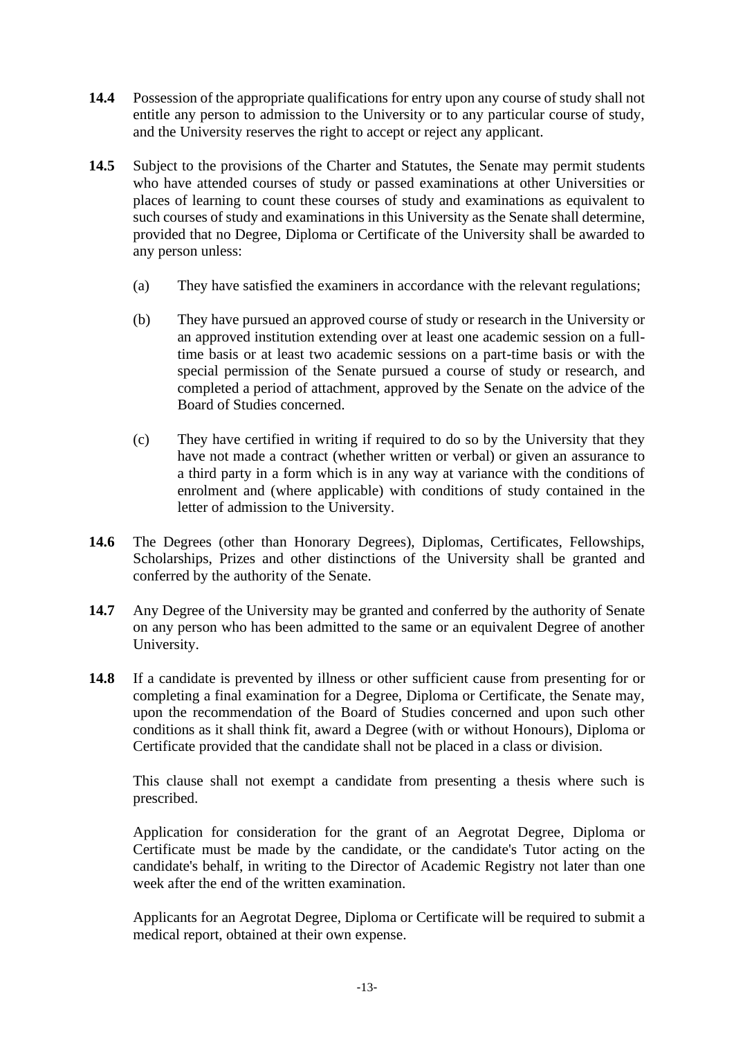**14.4** Possession of the appropriate qualifications for entry upon any course of study shall not entitle any person to admission to the University or to any particular course of study, and the University reserves the right to accept or reject any applicant.

**14.5** Subject to the provisions of the Charter and Statutes, the Senate may permit students who have attended courses of study or passed examinations at other Universities or places of learning to count these courses of study and examinations as equivalent to such courses of study and examinations in this University as the Senate shall determine, provided that no Degree, Diploma or Certificate of the University shall be awarded to any person unless:

(a) They have satisfied the examiners in accordance with the relevant regulations;

(b) They have pursued an approved course of study or research in the University or an approved institution extending over at least one academic session on a full-time basis or at least two academic sessions on a part-time basis or with the special permission of the Senate pursued a course of study or research, and completed a period of attachment, approved by the Senate on the advice of the Board of Studies concerned.

(c) They have certified in writing if required to do so by the University that they have not made a contract (whether written or verbal) or given an assurance to a third party in a form which is in any way at variance with the conditions of enrolment and (where applicable) with conditions of study contained in the letter of admission to the University.

**14.6** The Degrees (other than Honorary Degrees), Diplomas, Certificates, Fellowships, Scholarships, Prizes and other distinctions of the University shall be granted and conferred by the authority of the Senate.

**14.7** Any Degree of the University may be granted and conferred by the authority of Senate on any person who has been admitted to the same or an equivalent Degree of another University.

**14.8** If a candidate is prevented by illness or other sufficient cause from presenting for or completing a final examination for a Degree, Diploma or Certificate, the Senate may, upon the recommendation of the Board of Studies concerned and upon such other conditions as it shall think fit, award a Degree (with or without Honours), Diploma or Certificate provided that the candidate shall not be placed in a class or division.

This clause shall not exempt a candidate from presenting a thesis where such is prescribed.

Application for consideration for the grant of an Aegrotat Degree, Diploma or Certificate must be made by the candidate, or the candidate's Tutor acting on the candidate's behalf, in writing to the Director of Academic Registry not later than one week after the end of the written examination.

Applicants for an Aegrotat Degree, Diploma or Certificate will be required to submit a medical report, obtained at their own expense.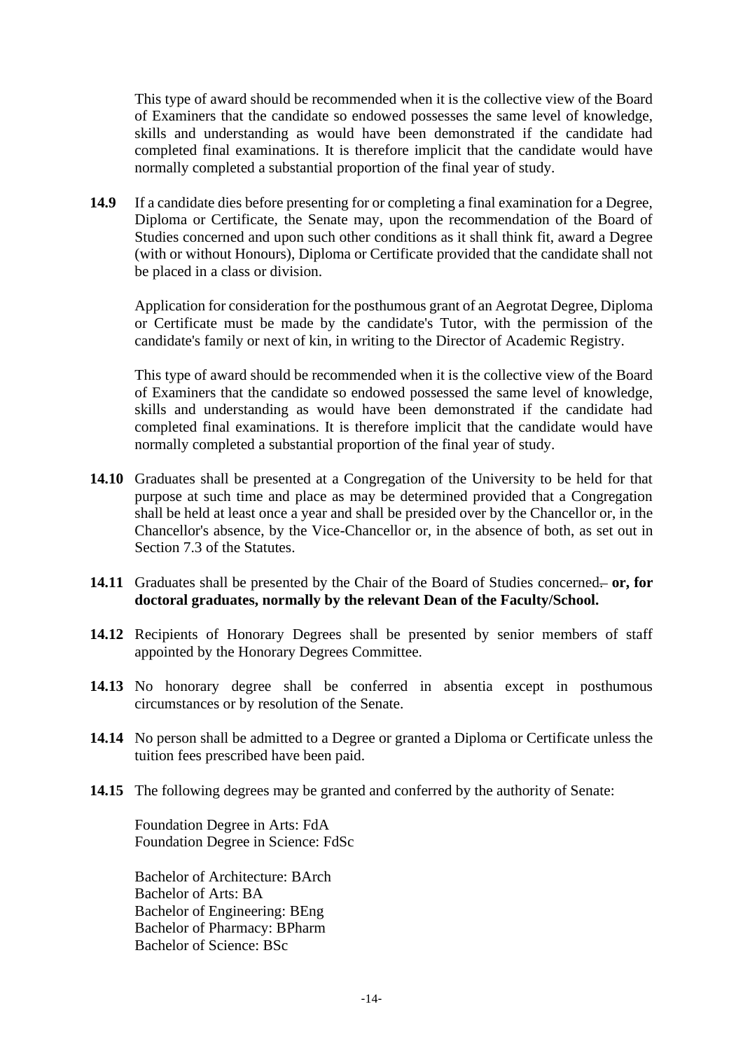This type of award should be recommended when it is the collective view of the Board of Examiners that the candidate so endowed possesses the same level of knowledge, skills and understanding as would have been demonstrated if the candidate had completed final examinations. It is therefore implicit that the candidate would have normally completed a substantial proportion of the final year of study.

**14.9** If a candidate dies before presenting for or completing a final examination for a Degree, Diploma or Certificate, the Senate may, upon the recommendation of the Board of Studies concerned and upon such other conditions as it shall think fit, award a Degree (with or without Honours), Diploma or Certificate provided that the candidate shall not be placed in a class or division.

Application for consideration for the posthumous grant of an Aegrotat Degree, Diploma or Certificate must be made by the candidate's Tutor, with the permission of the candidate's family or next of kin, in writing to the Director of Academic Registry.

This type of award should be recommended when it is the collective view of the Board of Examiners that the candidate so endowed possessed the same level of knowledge, skills and understanding as would have been demonstrated if the candidate had completed final examinations. It is therefore implicit that the candidate would have normally completed a substantial proportion of the final year of study.

**14.10** Graduates shall be presented at a Congregation of the University to be held for that purpose at such time and place as may be determined provided that a Congregation shall be held at least once a year and shall be presided over by the Chancellor or, in the Chancellor's absence, by the Vice-Chancellor or, in the absence of both, as set out in Section 7.3 of the Statutes.

**14.11** Graduates shall be presented by the Chair of the Board of Studies concerned~~.~~ **or, for doctoral graduates, normally by the relevant Dean of the Faculty/School.**

**14.12** Recipients of Honorary Degrees shall be presented by senior members of staff appointed by the Honorary Degrees Committee.

**14.13** No honorary degree shall be conferred in absentia except in posthumous circumstances or by resolution of the Senate.

**14.14** No person shall be admitted to a Degree or granted a Diploma or Certificate unless the tuition fees prescribed have been paid.

**14.15** The following degrees may be granted and conferred by the authority of Senate:

Foundation Degree in Arts: FdA
Foundation Degree in Science: FdSc

Bachelor of Architecture: BArch
Bachelor of Arts: BA
Bachelor of Engineering: BEng
Bachelor of Pharmacy: BPharm
Bachelor of Science: BSc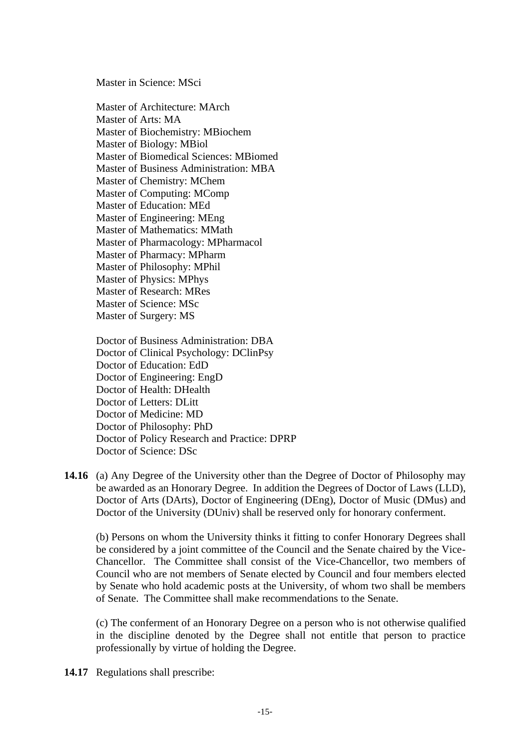Master in Science: MSci

Master of Architecture: MArch
Master of Arts: MA
Master of Biochemistry: MBiochem
Master of Biology: MBiol
Master of Biomedical Sciences: MBiomed
Master of Business Administration: MBA
Master of Chemistry: MChem
Master of Computing: MComp
Master of Education: MEd
Master of Engineering: MEng
Master of Mathematics: MMath
Master of Pharmacology: MPharmacol
Master of Pharmacy: MPharm
Master of Philosophy: MPhil
Master of Physics: MPhys
Master of Research: MRes
Master of Science: MSc
Master of Surgery: MS

Doctor of Business Administration: DBA
Doctor of Clinical Psychology: DClinPsy
Doctor of Education: EdD
Doctor of Engineering: EngD
Doctor of Health: DHealth
Doctor of Letters: DLitt
Doctor of Medicine: MD
Doctor of Philosophy: PhD
Doctor of Policy Research and Practice: DPRP
Doctor of Science: DSc

**14.16** (a) Any Degree of the University other than the Degree of Doctor of Philosophy may be awarded as an Honorary Degree. In addition the Degrees of Doctor of Laws (LLD), Doctor of Arts (DArts), Doctor of Engineering (DEng), Doctor of Music (DMus) and Doctor of the University (DUniv) shall be reserved only for honorary conferment.

(b) Persons on whom the University thinks it fitting to confer Honorary Degrees shall be considered by a joint committee of the Council and the Senate chaired by the Vice-Chancellor. The Committee shall consist of the Vice-Chancellor, two members of Council who are not members of Senate elected by Council and four members elected by Senate who hold academic posts at the University, of whom two shall be members of Senate. The Committee shall make recommendations to the Senate.

(c) The conferment of an Honorary Degree on a person who is not otherwise qualified in the discipline denoted by the Degree shall not entitle that person to practice professionally by virtue of holding the Degree.

**14.17** Regulations shall prescribe: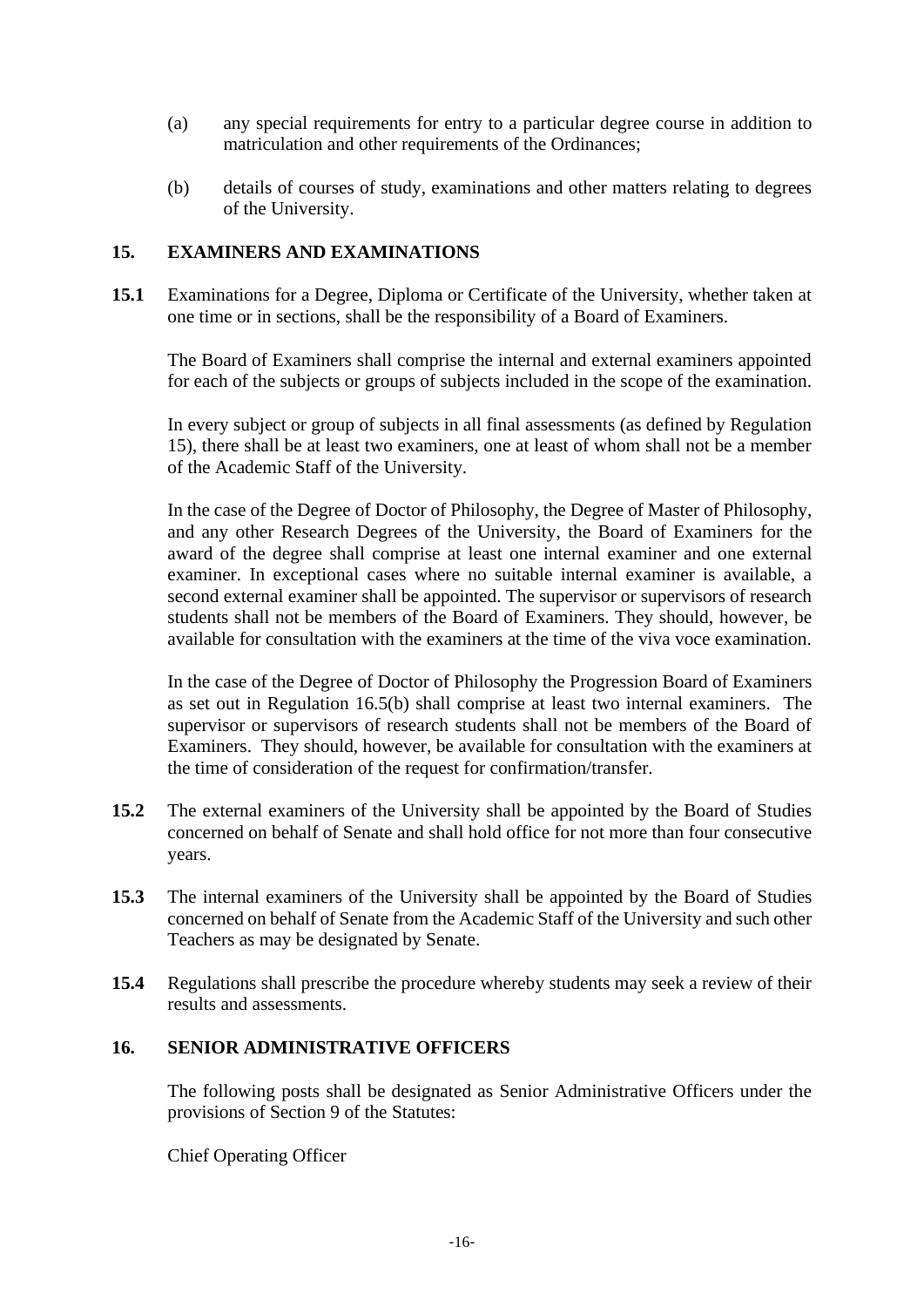(a) any special requirements for entry to a particular degree course in addition to matriculation and other requirements of the Ordinances;

(b) details of courses of study, examinations and other matters relating to degrees of the University.

## 15. EXAMINERS AND EXAMINATIONS

**15.1** Examinations for a Degree, Diploma or Certificate of the University, whether taken at one time or in sections, shall be the responsibility of a Board of Examiners.

The Board of Examiners shall comprise the internal and external examiners appointed for each of the subjects or groups of subjects included in the scope of the examination.

In every subject or group of subjects in all final assessments (as defined by Regulation 15), there shall be at least two examiners, one at least of whom shall not be a member of the Academic Staff of the University.

In the case of the Degree of Doctor of Philosophy, the Degree of Master of Philosophy, and any other Research Degrees of the University, the Board of Examiners for the award of the degree shall comprise at least one internal examiner and one external examiner. In exceptional cases where no suitable internal examiner is available, a second external examiner shall be appointed. The supervisor or supervisors of research students shall not be members of the Board of Examiners. They should, however, be available for consultation with the examiners at the time of the viva voce examination.

In the case of the Degree of Doctor of Philosophy the Progression Board of Examiners as set out in Regulation 16.5(b) shall comprise at least two internal examiners. The supervisor or supervisors of research students shall not be members of the Board of Examiners. They should, however, be available for consultation with the examiners at the time of consideration of the request for confirmation/transfer.

**15.2** The external examiners of the University shall be appointed by the Board of Studies concerned on behalf of Senate and shall hold office for not more than four consecutive years.

**15.3** The internal examiners of the University shall be appointed by the Board of Studies concerned on behalf of Senate from the Academic Staff of the University and such other Teachers as may be designated by Senate.

**15.4** Regulations shall prescribe the procedure whereby students may seek a review of their results and assessments.

## 16. SENIOR ADMINISTRATIVE OFFICERS

The following posts shall be designated as Senior Administrative Officers under the provisions of Section 9 of the Statutes:

Chief Operating Officer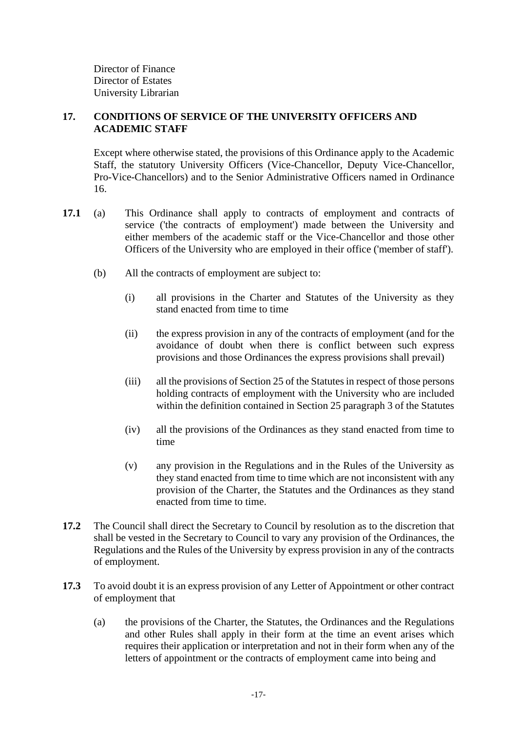Director of Finance
Director of Estates
University Librarian

## 17. CONDITIONS OF SERVICE OF THE UNIVERSITY OFFICERS AND ACADEMIC STAFF

Except where otherwise stated, the provisions of this Ordinance apply to the Academic Staff, the statutory University Officers (Vice-Chancellor, Deputy Vice-Chancellor, Pro-Vice-Chancellors) and to the Senior Administrative Officers named in Ordinance 16.

**17.1** (a) This Ordinance shall apply to contracts of employment and contracts of service ('the contracts of employment') made between the University and either members of the academic staff or the Vice-Chancellor and those other Officers of the University who are employed in their office ('member of staff').

(b) All the contracts of employment are subject to:

(i) all provisions in the Charter and Statutes of the University as they stand enacted from time to time

(ii) the express provision in any of the contracts of employment (and for the avoidance of doubt when there is conflict between such express provisions and those Ordinances the express provisions shall prevail)

(iii) all the provisions of Section 25 of the Statutes in respect of those persons holding contracts of employment with the University who are included within the definition contained in Section 25 paragraph 3 of the Statutes

(iv) all the provisions of the Ordinances as they stand enacted from time to time

(v) any provision in the Regulations and in the Rules of the University as they stand enacted from time to time which are not inconsistent with any provision of the Charter, the Statutes and the Ordinances as they stand enacted from time to time.

**17.2** The Council shall direct the Secretary to Council by resolution as to the discretion that shall be vested in the Secretary to Council to vary any provision of the Ordinances, the Regulations and the Rules of the University by express provision in any of the contracts of employment.

**17.3** To avoid doubt it is an express provision of any Letter of Appointment or other contract of employment that

(a) the provisions of the Charter, the Statutes, the Ordinances and the Regulations and other Rules shall apply in their form at the time an event arises which requires their application or interpretation and not in their form when any of the letters of appointment or the contracts of employment came into being and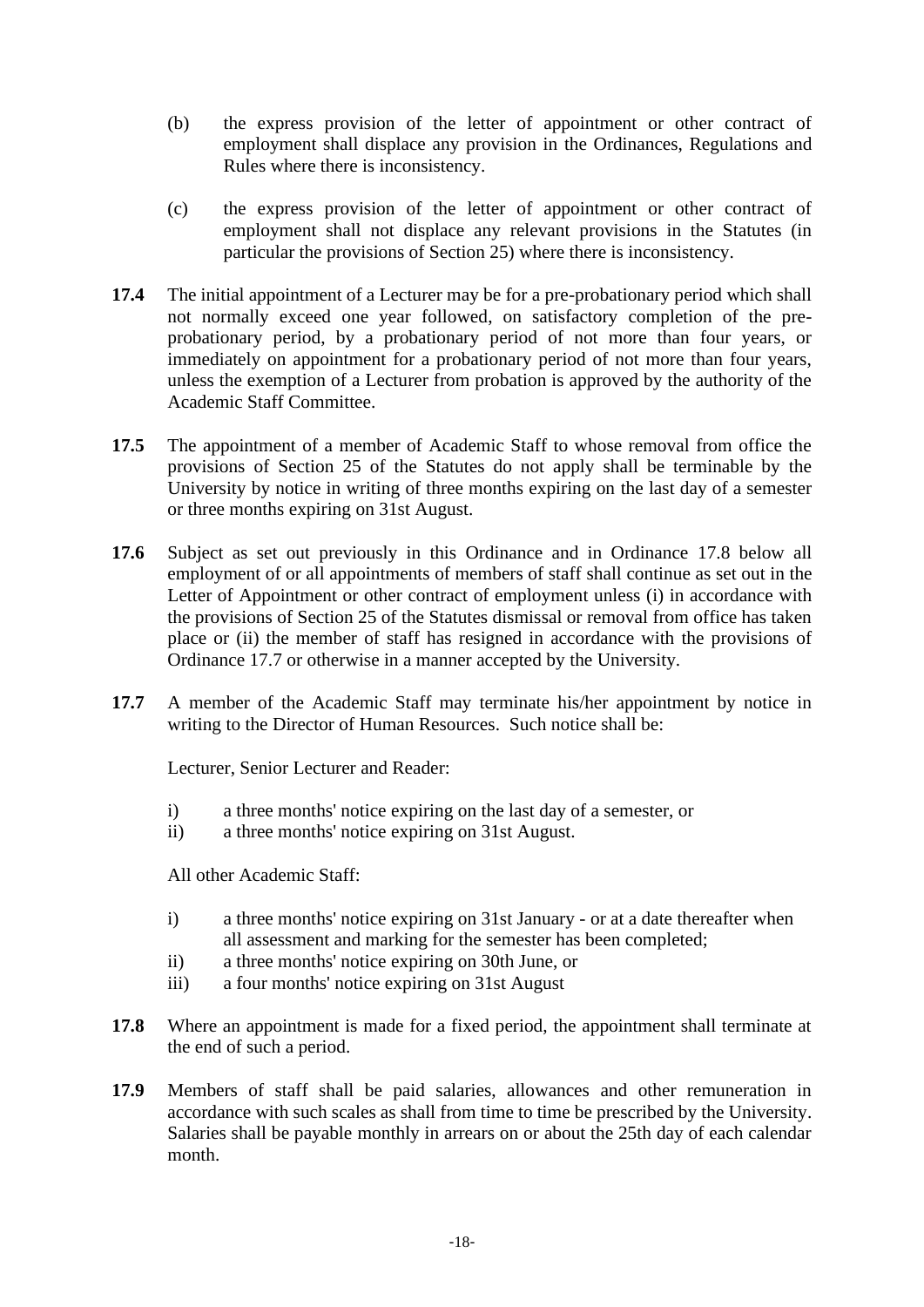(b) the express provision of the letter of appointment or other contract of employment shall displace any provision in the Ordinances, Regulations and Rules where there is inconsistency.

(c) the express provision of the letter of appointment or other contract of employment shall not displace any relevant provisions in the Statutes (in particular the provisions of Section 25) where there is inconsistency.

**17.4** The initial appointment of a Lecturer may be for a pre-probationary period which shall not normally exceed one year followed, on satisfactory completion of the pre-probationary period, by a probationary period of not more than four years, or immediately on appointment for a probationary period of not more than four years, unless the exemption of a Lecturer from probation is approved by the authority of the Academic Staff Committee.

**17.5** The appointment of a member of Academic Staff to whose removal from office the provisions of Section 25 of the Statutes do not apply shall be terminable by the University by notice in writing of three months expiring on the last day of a semester or three months expiring on 31st August.

**17.6** Subject as set out previously in this Ordinance and in Ordinance 17.8 below all employment of or all appointments of members of staff shall continue as set out in the Letter of Appointment or other contract of employment unless (i) in accordance with the provisions of Section 25 of the Statutes dismissal or removal from office has taken place or (ii) the member of staff has resigned in accordance with the provisions of Ordinance 17.7 or otherwise in a manner accepted by the University.

**17.7** A member of the Academic Staff may terminate his/her appointment by notice in writing to the Director of Human Resources. Such notice shall be:

Lecturer, Senior Lecturer and Reader:

i) a three months' notice expiring on the last day of a semester, or
ii) a three months' notice expiring on 31st August.

All other Academic Staff:

i) a three months' notice expiring on 31st January - or at a date thereafter when all assessment and marking for the semester has been completed;
ii) a three months' notice expiring on 30th June, or
iii) a four months' notice expiring on 31st August

**17.8** Where an appointment is made for a fixed period, the appointment shall terminate at the end of such a period.

**17.9** Members of staff shall be paid salaries, allowances and other remuneration in accordance with such scales as shall from time to time be prescribed by the University. Salaries shall be payable monthly in arrears on or about the 25th day of each calendar month.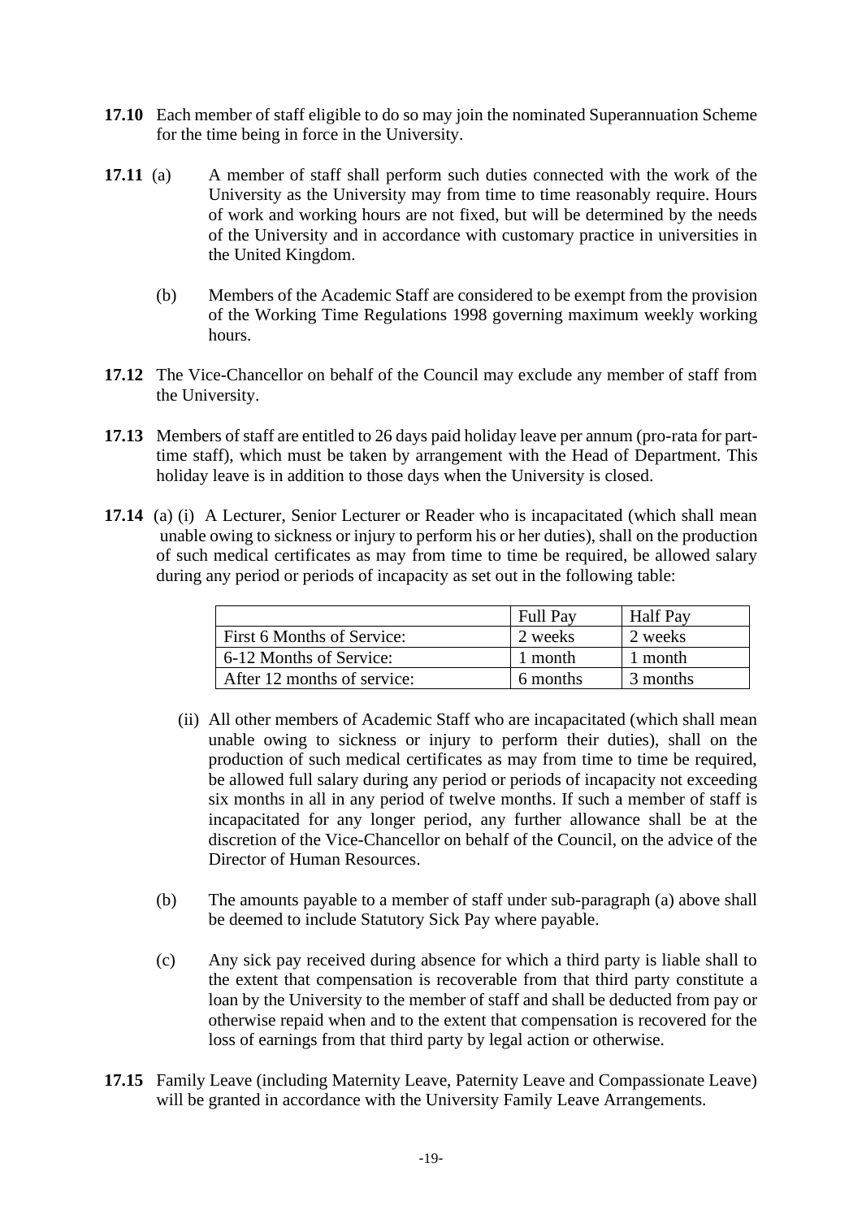**17.10** Each member of staff eligible to do so may join the nominated Superannuation Scheme for the time being in force in the University.

**17.11** (a) A member of staff shall perform such duties connected with the work of the University as the University may from time to time reasonably require. Hours of work and working hours are not fixed, but will be determined by the needs of the University and in accordance with customary practice in universities in the United Kingdom.

(b) Members of the Academic Staff are considered to be exempt from the provision of the Working Time Regulations 1998 governing maximum weekly working hours.

**17.12** The Vice-Chancellor on behalf of the Council may exclude any member of staff from the University.

**17.13** Members of staff are entitled to 26 days paid holiday leave per annum (pro-rata for part-time staff), which must be taken by arrangement with the Head of Department. This holiday leave is in addition to those days when the University is closed.

**17.14** (a) (i) A Lecturer, Senior Lecturer or Reader who is incapacitated (which shall mean unable owing to sickness or injury to perform his or her duties), shall on the production of such medical certificates as may from time to time be required, be allowed salary during any period or periods of incapacity as set out in the following table:

| | Full Pay | Half Pay |
|---|---|---|
| First 6 Months of Service: | 2 weeks | 2 weeks |
| 6-12 Months of Service: | 1 month | 1 month |
| After 12 months of service: | 6 months | 3 months |

(ii) All other members of Academic Staff who are incapacitated (which shall mean unable owing to sickness or injury to perform their duties), shall on the production of such medical certificates as may from time to time be required, be allowed full salary during any period or periods of incapacity not exceeding six months in all in any period of twelve months. If such a member of staff is incapacitated for any longer period, any further allowance shall be at the discretion of the Vice-Chancellor on behalf of the Council, on the advice of the Director of Human Resources.

(b) The amounts payable to a member of staff under sub-paragraph (a) above shall be deemed to include Statutory Sick Pay where payable.

(c) Any sick pay received during absence for which a third party is liable shall to the extent that compensation is recoverable from that third party constitute a loan by the University to the member of staff and shall be deducted from pay or otherwise repaid when and to the extent that compensation is recovered for the loss of earnings from that third party by legal action or otherwise.

**17.15** Family Leave (including Maternity Leave, Paternity Leave and Compassionate Leave) will be granted in accordance with the University Family Leave Arrangements.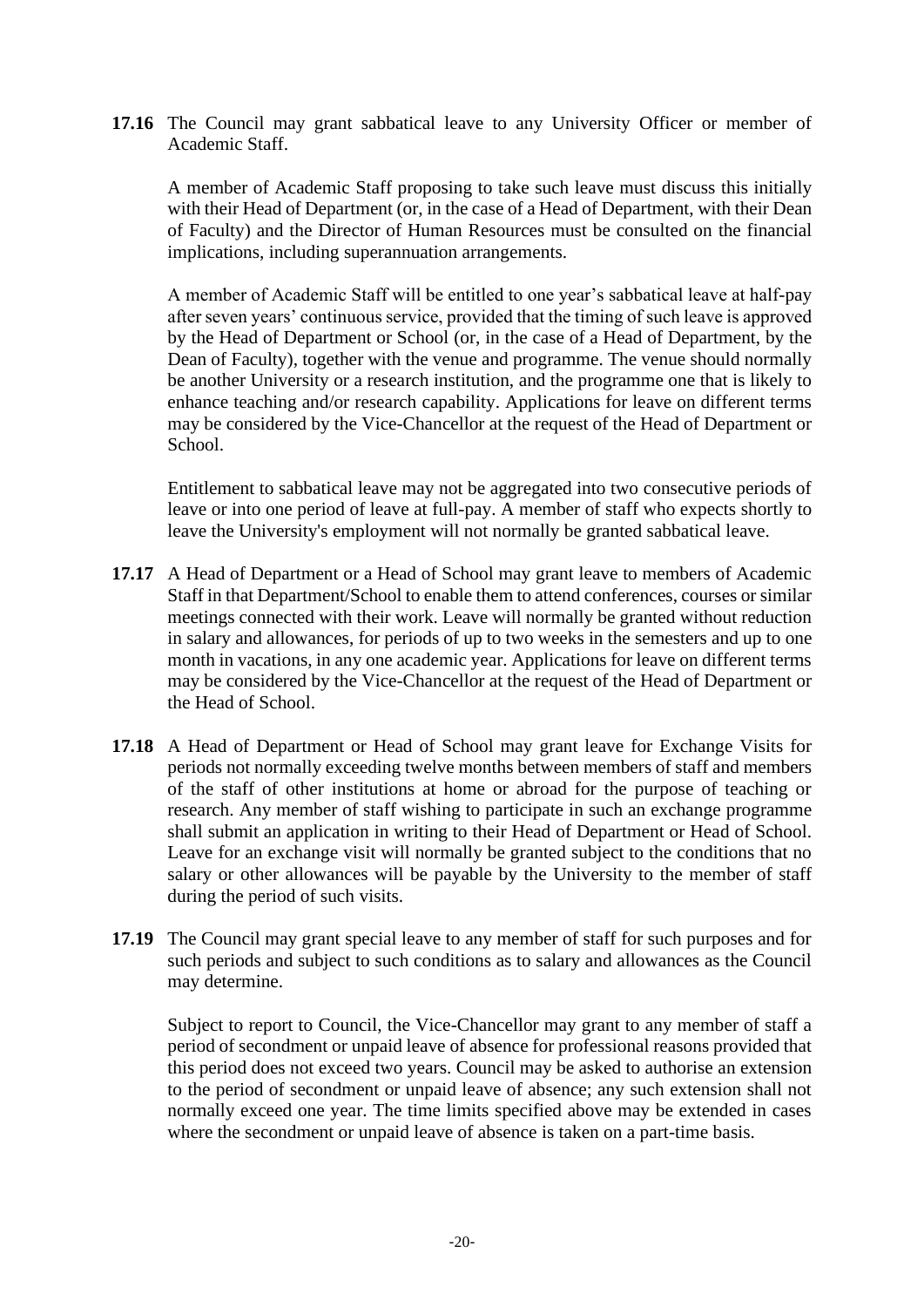**17.16** The Council may grant sabbatical leave to any University Officer or member of Academic Staff.

A member of Academic Staff proposing to take such leave must discuss this initially with their Head of Department (or, in the case of a Head of Department, with their Dean of Faculty) and the Director of Human Resources must be consulted on the financial implications, including superannuation arrangements.

A member of Academic Staff will be entitled to one year's sabbatical leave at half-pay after seven years' continuous service, provided that the timing of such leave is approved by the Head of Department or School (or, in the case of a Head of Department, by the Dean of Faculty), together with the venue and programme. The venue should normally be another University or a research institution, and the programme one that is likely to enhance teaching and/or research capability. Applications for leave on different terms may be considered by the Vice-Chancellor at the request of the Head of Department or School.

Entitlement to sabbatical leave may not be aggregated into two consecutive periods of leave or into one period of leave at full-pay. A member of staff who expects shortly to leave the University's employment will not normally be granted sabbatical leave.

**17.17** A Head of Department or a Head of School may grant leave to members of Academic Staff in that Department/School to enable them to attend conferences, courses or similar meetings connected with their work. Leave will normally be granted without reduction in salary and allowances, for periods of up to two weeks in the semesters and up to one month in vacations, in any one academic year. Applications for leave on different terms may be considered by the Vice-Chancellor at the request of the Head of Department or the Head of School.

**17.18** A Head of Department or Head of School may grant leave for Exchange Visits for periods not normally exceeding twelve months between members of staff and members of the staff of other institutions at home or abroad for the purpose of teaching or research. Any member of staff wishing to participate in such an exchange programme shall submit an application in writing to their Head of Department or Head of School. Leave for an exchange visit will normally be granted subject to the conditions that no salary or other allowances will be payable by the University to the member of staff during the period of such visits.

**17.19** The Council may grant special leave to any member of staff for such purposes and for such periods and subject to such conditions as to salary and allowances as the Council may determine.

Subject to report to Council, the Vice-Chancellor may grant to any member of staff a period of secondment or unpaid leave of absence for professional reasons provided that this period does not exceed two years. Council may be asked to authorise an extension to the period of secondment or unpaid leave of absence; any such extension shall not normally exceed one year. The time limits specified above may be extended in cases where the secondment or unpaid leave of absence is taken on a part-time basis.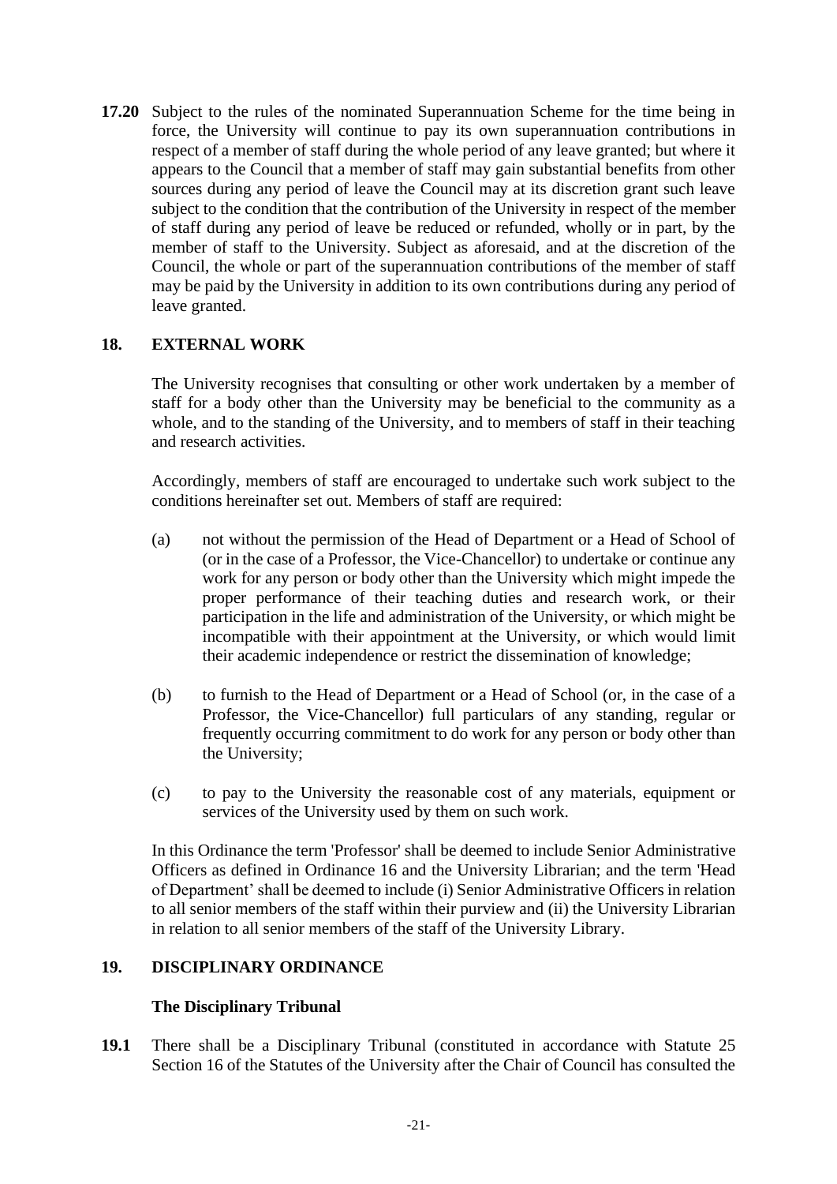**17.20** Subject to the rules of the nominated Superannuation Scheme for the time being in force, the University will continue to pay its own superannuation contributions in respect of a member of staff during the whole period of any leave granted; but where it appears to the Council that a member of staff may gain substantial benefits from other sources during any period of leave the Council may at its discretion grant such leave subject to the condition that the contribution of the University in respect of the member of staff during any period of leave be reduced or refunded, wholly or in part, by the member of staff to the University. Subject as aforesaid, and at the discretion of the Council, the whole or part of the superannuation contributions of the member of staff may be paid by the University in addition to its own contributions during any period of leave granted.

## 18. EXTERNAL WORK

The University recognises that consulting or other work undertaken by a member of staff for a body other than the University may be beneficial to the community as a whole, and to the standing of the University, and to members of staff in their teaching and research activities.

Accordingly, members of staff are encouraged to undertake such work subject to the conditions hereinafter set out. Members of staff are required:

(a) not without the permission of the Head of Department or a Head of School of (or in the case of a Professor, the Vice-Chancellor) to undertake or continue any work for any person or body other than the University which might impede the proper performance of their teaching duties and research work, or their participation in the life and administration of the University, or which might be incompatible with their appointment at the University, or which would limit their academic independence or restrict the dissemination of knowledge;

(b) to furnish to the Head of Department or a Head of School (or, in the case of a Professor, the Vice-Chancellor) full particulars of any standing, regular or frequently occurring commitment to do work for any person or body other than the University;

(c) to pay to the University the reasonable cost of any materials, equipment or services of the University used by them on such work.

In this Ordinance the term 'Professor' shall be deemed to include Senior Administrative Officers as defined in Ordinance 16 and the University Librarian; and the term 'Head of Department' shall be deemed to include (i) Senior Administrative Officers in relation to all senior members of the staff within their purview and (ii) the University Librarian in relation to all senior members of the staff of the University Library.

## 19. DISCIPLINARY ORDINANCE

### The Disciplinary Tribunal

**19.1** There shall be a Disciplinary Tribunal (constituted in accordance with Statute 25 Section 16 of the Statutes of the University after the Chair of Council has consulted the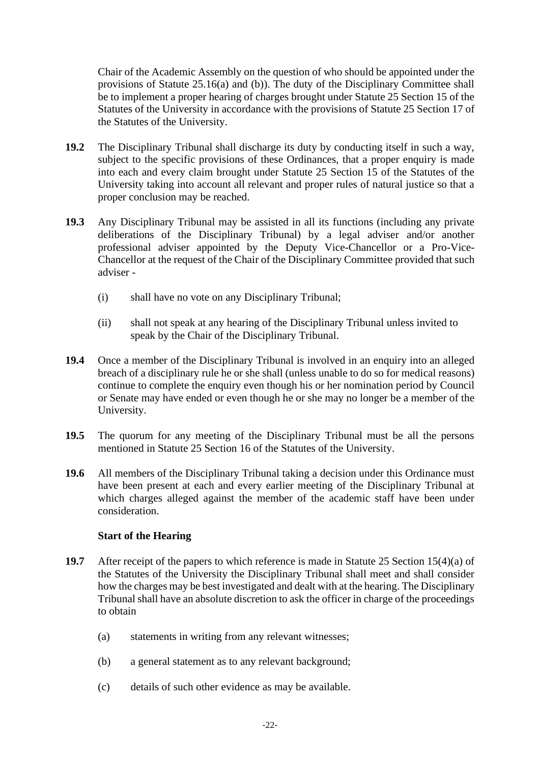Chair of the Academic Assembly on the question of who should be appointed under the provisions of Statute 25.16(a) and (b)). The duty of the Disciplinary Committee shall be to implement a proper hearing of charges brought under Statute 25 Section 15 of the Statutes of the University in accordance with the provisions of Statute 25 Section 17 of the Statutes of the University.

**19.2** The Disciplinary Tribunal shall discharge its duty by conducting itself in such a way, subject to the specific provisions of these Ordinances, that a proper enquiry is made into each and every claim brought under Statute 25 Section 15 of the Statutes of the University taking into account all relevant and proper rules of natural justice so that a proper conclusion may be reached.

**19.3** Any Disciplinary Tribunal may be assisted in all its functions (including any private deliberations of the Disciplinary Tribunal) by a legal adviser and/or another professional adviser appointed by the Deputy Vice-Chancellor or a Pro-Vice-Chancellor at the request of the Chair of the Disciplinary Committee provided that such adviser -

(i) shall have no vote on any Disciplinary Tribunal;

(ii) shall not speak at any hearing of the Disciplinary Tribunal unless invited to speak by the Chair of the Disciplinary Tribunal.

**19.4** Once a member of the Disciplinary Tribunal is involved in an enquiry into an alleged breach of a disciplinary rule he or she shall (unless unable to do so for medical reasons) continue to complete the enquiry even though his or her nomination period by Council or Senate may have ended or even though he or she may no longer be a member of the University.

**19.5** The quorum for any meeting of the Disciplinary Tribunal must be all the persons mentioned in Statute 25 Section 16 of the Statutes of the University.

**19.6** All members of the Disciplinary Tribunal taking a decision under this Ordinance must have been present at each and every earlier meeting of the Disciplinary Tribunal at which charges alleged against the member of the academic staff have been under consideration.

**Start of the Hearing**

**19.7** After receipt of the papers to which reference is made in Statute 25 Section 15(4)(a) of the Statutes of the University the Disciplinary Tribunal shall meet and shall consider how the charges may be best investigated and dealt with at the hearing. The Disciplinary Tribunal shall have an absolute discretion to ask the officer in charge of the proceedings to obtain

(a) statements in writing from any relevant witnesses;

(b) a general statement as to any relevant background;

(c) details of such other evidence as may be available.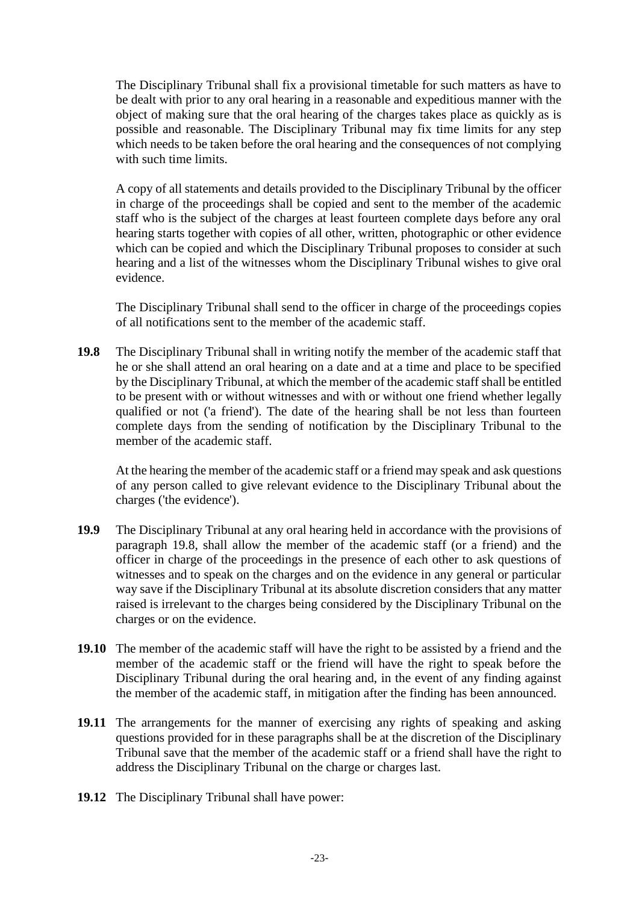The Disciplinary Tribunal shall fix a provisional timetable for such matters as have to be dealt with prior to any oral hearing in a reasonable and expeditious manner with the object of making sure that the oral hearing of the charges takes place as quickly as is possible and reasonable. The Disciplinary Tribunal may fix time limits for any step which needs to be taken before the oral hearing and the consequences of not complying with such time limits.

A copy of all statements and details provided to the Disciplinary Tribunal by the officer in charge of the proceedings shall be copied and sent to the member of the academic staff who is the subject of the charges at least fourteen complete days before any oral hearing starts together with copies of all other, written, photographic or other evidence which can be copied and which the Disciplinary Tribunal proposes to consider at such hearing and a list of the witnesses whom the Disciplinary Tribunal wishes to give oral evidence.

The Disciplinary Tribunal shall send to the officer in charge of the proceedings copies of all notifications sent to the member of the academic staff.

**19.8** The Disciplinary Tribunal shall in writing notify the member of the academic staff that he or she shall attend an oral hearing on a date and at a time and place to be specified by the Disciplinary Tribunal, at which the member of the academic staff shall be entitled to be present with or without witnesses and with or without one friend whether legally qualified or not ('a friend'). The date of the hearing shall be not less than fourteen complete days from the sending of notification by the Disciplinary Tribunal to the member of the academic staff.

At the hearing the member of the academic staff or a friend may speak and ask questions of any person called to give relevant evidence to the Disciplinary Tribunal about the charges ('the evidence').

**19.9** The Disciplinary Tribunal at any oral hearing held in accordance with the provisions of paragraph 19.8, shall allow the member of the academic staff (or a friend) and the officer in charge of the proceedings in the presence of each other to ask questions of witnesses and to speak on the charges and on the evidence in any general or particular way save if the Disciplinary Tribunal at its absolute discretion considers that any matter raised is irrelevant to the charges being considered by the Disciplinary Tribunal on the charges or on the evidence.

**19.10** The member of the academic staff will have the right to be assisted by a friend and the member of the academic staff or the friend will have the right to speak before the Disciplinary Tribunal during the oral hearing and, in the event of any finding against the member of the academic staff, in mitigation after the finding has been announced.

**19.11** The arrangements for the manner of exercising any rights of speaking and asking questions provided for in these paragraphs shall be at the discretion of the Disciplinary Tribunal save that the member of the academic staff or a friend shall have the right to address the Disciplinary Tribunal on the charge or charges last.

**19.12** The Disciplinary Tribunal shall have power: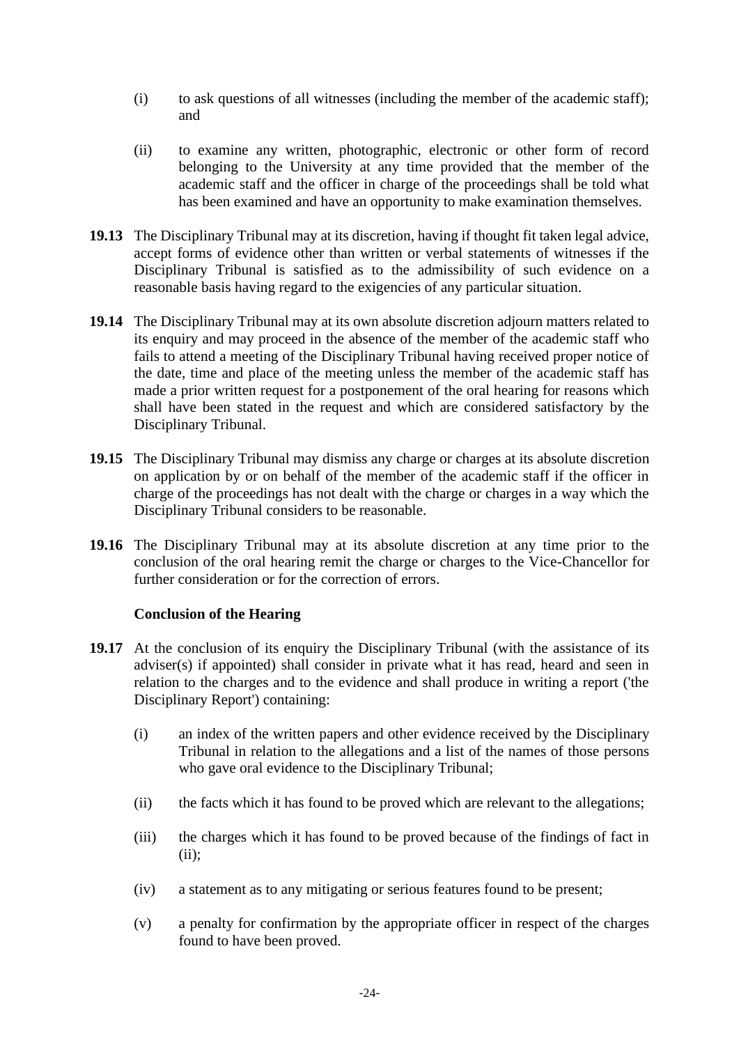(i) to ask questions of all witnesses (including the member of the academic staff); and

(ii) to examine any written, photographic, electronic or other form of record belonging to the University at any time provided that the member of the academic staff and the officer in charge of the proceedings shall be told what has been examined and have an opportunity to make examination themselves.

**19.13** The Disciplinary Tribunal may at its discretion, having if thought fit taken legal advice, accept forms of evidence other than written or verbal statements of witnesses if the Disciplinary Tribunal is satisfied as to the admissibility of such evidence on a reasonable basis having regard to the exigencies of any particular situation.

**19.14** The Disciplinary Tribunal may at its own absolute discretion adjourn matters related to its enquiry and may proceed in the absence of the member of the academic staff who fails to attend a meeting of the Disciplinary Tribunal having received proper notice of the date, time and place of the meeting unless the member of the academic staff has made a prior written request for a postponement of the oral hearing for reasons which shall have been stated in the request and which are considered satisfactory by the Disciplinary Tribunal.

**19.15** The Disciplinary Tribunal may dismiss any charge or charges at its absolute discretion on application by or on behalf of the member of the academic staff if the officer in charge of the proceedings has not dealt with the charge or charges in a way which the Disciplinary Tribunal considers to be reasonable.

**19.16** The Disciplinary Tribunal may at its absolute discretion at any time prior to the conclusion of the oral hearing remit the charge or charges to the Vice-Chancellor for further consideration or for the correction of errors.

**Conclusion of the Hearing**

**19.17** At the conclusion of its enquiry the Disciplinary Tribunal (with the assistance of its adviser(s) if appointed) shall consider in private what it has read, heard and seen in relation to the charges and to the evidence and shall produce in writing a report ('the Disciplinary Report') containing:

(i) an index of the written papers and other evidence received by the Disciplinary Tribunal in relation to the allegations and a list of the names of those persons who gave oral evidence to the Disciplinary Tribunal;

(ii) the facts which it has found to be proved which are relevant to the allegations;

(iii) the charges which it has found to be proved because of the findings of fact in (ii);

(iv) a statement as to any mitigating or serious features found to be present;

(v) a penalty for confirmation by the appropriate officer in respect of the charges found to have been proved.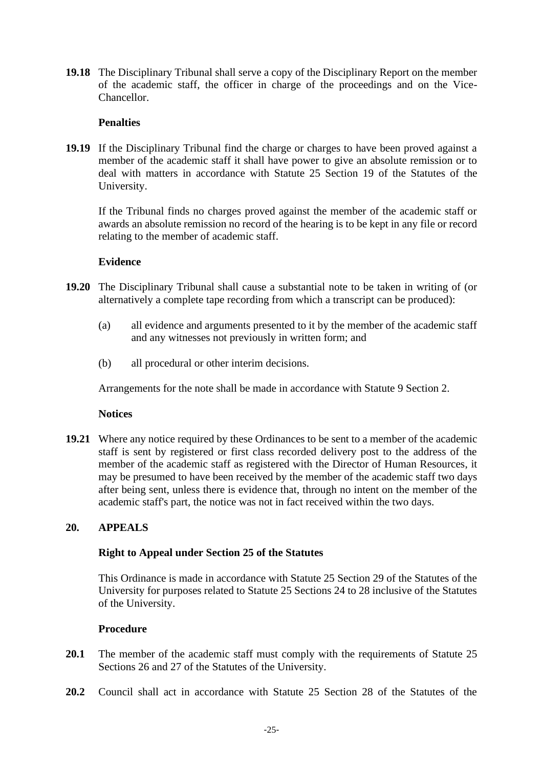**19.18** The Disciplinary Tribunal shall serve a copy of the Disciplinary Report on the member of the academic staff, the officer in charge of the proceedings and on the Vice-Chancellor.

**Penalties**

**19.19** If the Disciplinary Tribunal find the charge or charges to have been proved against a member of the academic staff it shall have power to give an absolute remission or to deal with matters in accordance with Statute 25 Section 19 of the Statutes of the University.

If the Tribunal finds no charges proved against the member of the academic staff or awards an absolute remission no record of the hearing is to be kept in any file or record relating to the member of academic staff.

**Evidence**

**19.20** The Disciplinary Tribunal shall cause a substantial note to be taken in writing of (or alternatively a complete tape recording from which a transcript can be produced):

(a) all evidence and arguments presented to it by the member of the academic staff and any witnesses not previously in written form; and

(b) all procedural or other interim decisions.

Arrangements for the note shall be made in accordance with Statute 9 Section 2.

**Notices**

**19.21** Where any notice required by these Ordinances to be sent to a member of the academic staff is sent by registered or first class recorded delivery post to the address of the member of the academic staff as registered with the Director of Human Resources, it may be presumed to have been received by the member of the academic staff two days after being sent, unless there is evidence that, through no intent on the member of the academic staff's part, the notice was not in fact received within the two days.

## 20. APPEALS

**Right to Appeal under Section 25 of the Statutes**

This Ordinance is made in accordance with Statute 25 Section 29 of the Statutes of the University for purposes related to Statute 25 Sections 24 to 28 inclusive of the Statutes of the University.

**Procedure**

**20.1** The member of the academic staff must comply with the requirements of Statute 25 Sections 26 and 27 of the Statutes of the University.

**20.2** Council shall act in accordance with Statute 25 Section 28 of the Statutes of the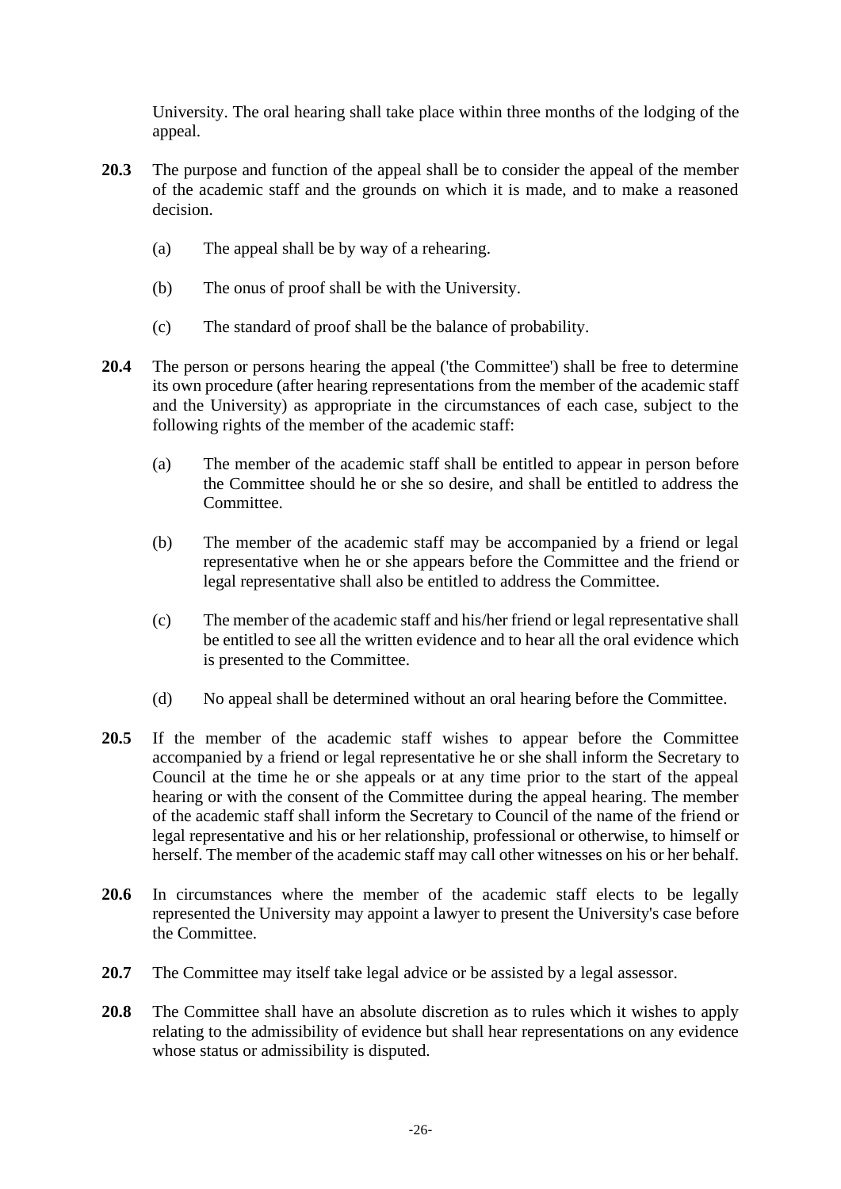University. The oral hearing shall take place within three months of the lodging of the appeal.

**20.3** The purpose and function of the appeal shall be to consider the appeal of the member of the academic staff and the grounds on which it is made, and to make a reasoned decision.

(a) The appeal shall be by way of a rehearing.

(b) The onus of proof shall be with the University.

(c) The standard of proof shall be the balance of probability.

**20.4** The person or persons hearing the appeal ('the Committee') shall be free to determine its own procedure (after hearing representations from the member of the academic staff and the University) as appropriate in the circumstances of each case, subject to the following rights of the member of the academic staff:

(a) The member of the academic staff shall be entitled to appear in person before the Committee should he or she so desire, and shall be entitled to address the Committee.

(b) The member of the academic staff may be accompanied by a friend or legal representative when he or she appears before the Committee and the friend or legal representative shall also be entitled to address the Committee.

(c) The member of the academic staff and his/her friend or legal representative shall be entitled to see all the written evidence and to hear all the oral evidence which is presented to the Committee.

(d) No appeal shall be determined without an oral hearing before the Committee.

**20.5** If the member of the academic staff wishes to appear before the Committee accompanied by a friend or legal representative he or she shall inform the Secretary to Council at the time he or she appeals or at any time prior to the start of the appeal hearing or with the consent of the Committee during the appeal hearing. The member of the academic staff shall inform the Secretary to Council of the name of the friend or legal representative and his or her relationship, professional or otherwise, to himself or herself. The member of the academic staff may call other witnesses on his or her behalf.

**20.6** In circumstances where the member of the academic staff elects to be legally represented the University may appoint a lawyer to present the University's case before the Committee.

**20.7** The Committee may itself take legal advice or be assisted by a legal assessor.

**20.8** The Committee shall have an absolute discretion as to rules which it wishes to apply relating to the admissibility of evidence but shall hear representations on any evidence whose status or admissibility is disputed.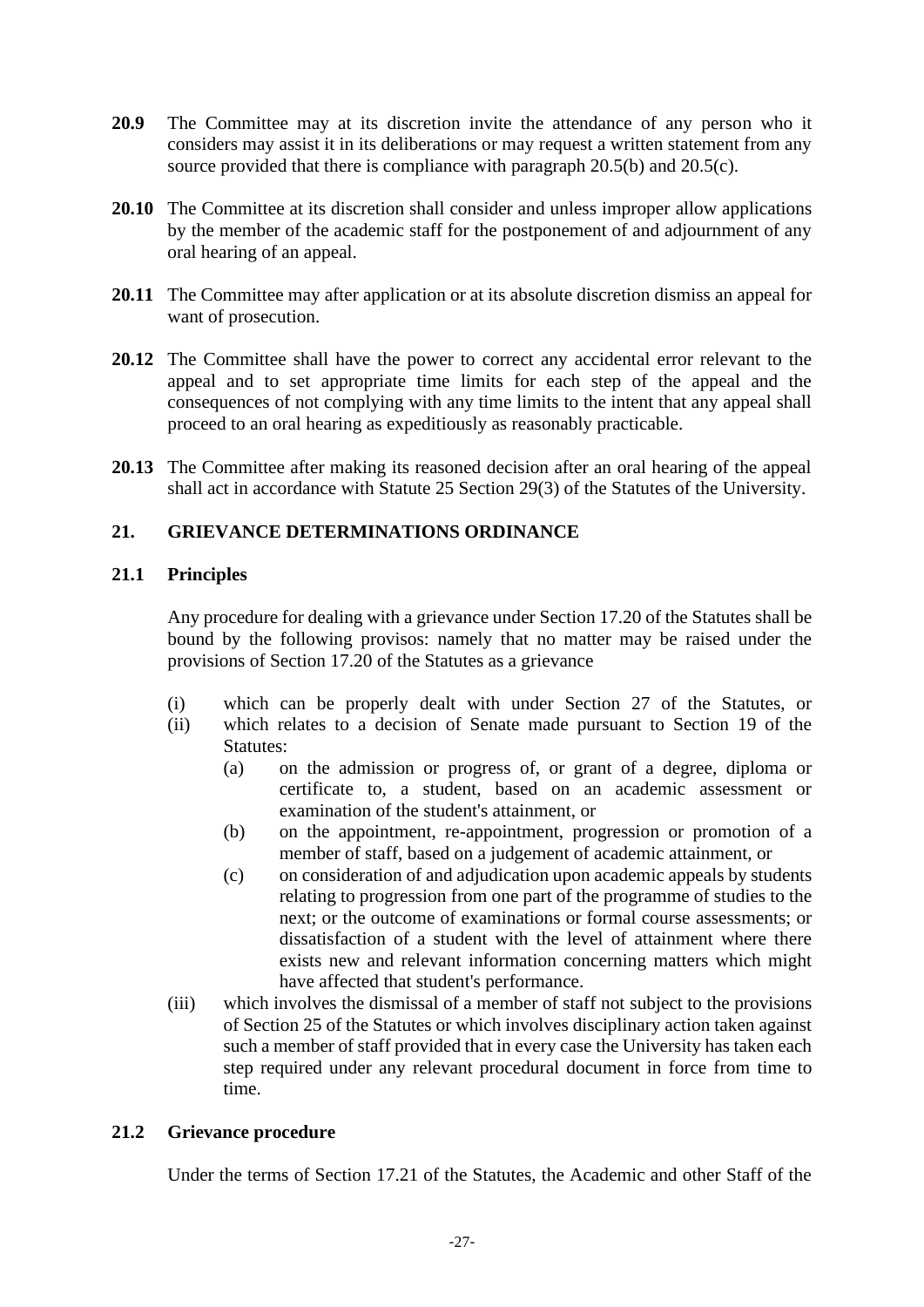**20.9** The Committee may at its discretion invite the attendance of any person who it considers may assist it in its deliberations or may request a written statement from any source provided that there is compliance with paragraph 20.5(b) and 20.5(c).

**20.10** The Committee at its discretion shall consider and unless improper allow applications by the member of the academic staff for the postponement of and adjournment of any oral hearing of an appeal.

**20.11** The Committee may after application or at its absolute discretion dismiss an appeal for want of prosecution.

**20.12** The Committee shall have the power to correct any accidental error relevant to the appeal and to set appropriate time limits for each step of the appeal and the consequences of not complying with any time limits to the intent that any appeal shall proceed to an oral hearing as expeditiously as reasonably practicable.

**20.13** The Committee after making its reasoned decision after an oral hearing of the appeal shall act in accordance with Statute 25 Section 29(3) of the Statutes of the University.

## 21. GRIEVANCE DETERMINATIONS ORDINANCE

### 21.1 Principles

Any procedure for dealing with a grievance under Section 17.20 of the Statutes shall be bound by the following provisos: namely that no matter may be raised under the provisions of Section 17.20 of the Statutes as a grievance

(i) which can be properly dealt with under Section 27 of the Statutes, or

(ii) which relates to a decision of Senate made pursuant to Section 19 of the Statutes:

  (a) on the admission or progress of, or grant of a degree, diploma or certificate to, a student, based on an academic assessment or examination of the student's attainment, or

  (b) on the appointment, re-appointment, progression or promotion of a member of staff, based on a judgement of academic attainment, or

  (c) on consideration of and adjudication upon academic appeals by students relating to progression from one part of the programme of studies to the next; or the outcome of examinations or formal course assessments; or dissatisfaction of a student with the level of attainment where there exists new and relevant information concerning matters which might have affected that student's performance.

(iii) which involves the dismissal of a member of staff not subject to the provisions of Section 25 of the Statutes or which involves disciplinary action taken against such a member of staff provided that in every case the University has taken each step required under any relevant procedural document in force from time to time.

### 21.2 Grievance procedure

Under the terms of Section 17.21 of the Statutes, the Academic and other Staff of the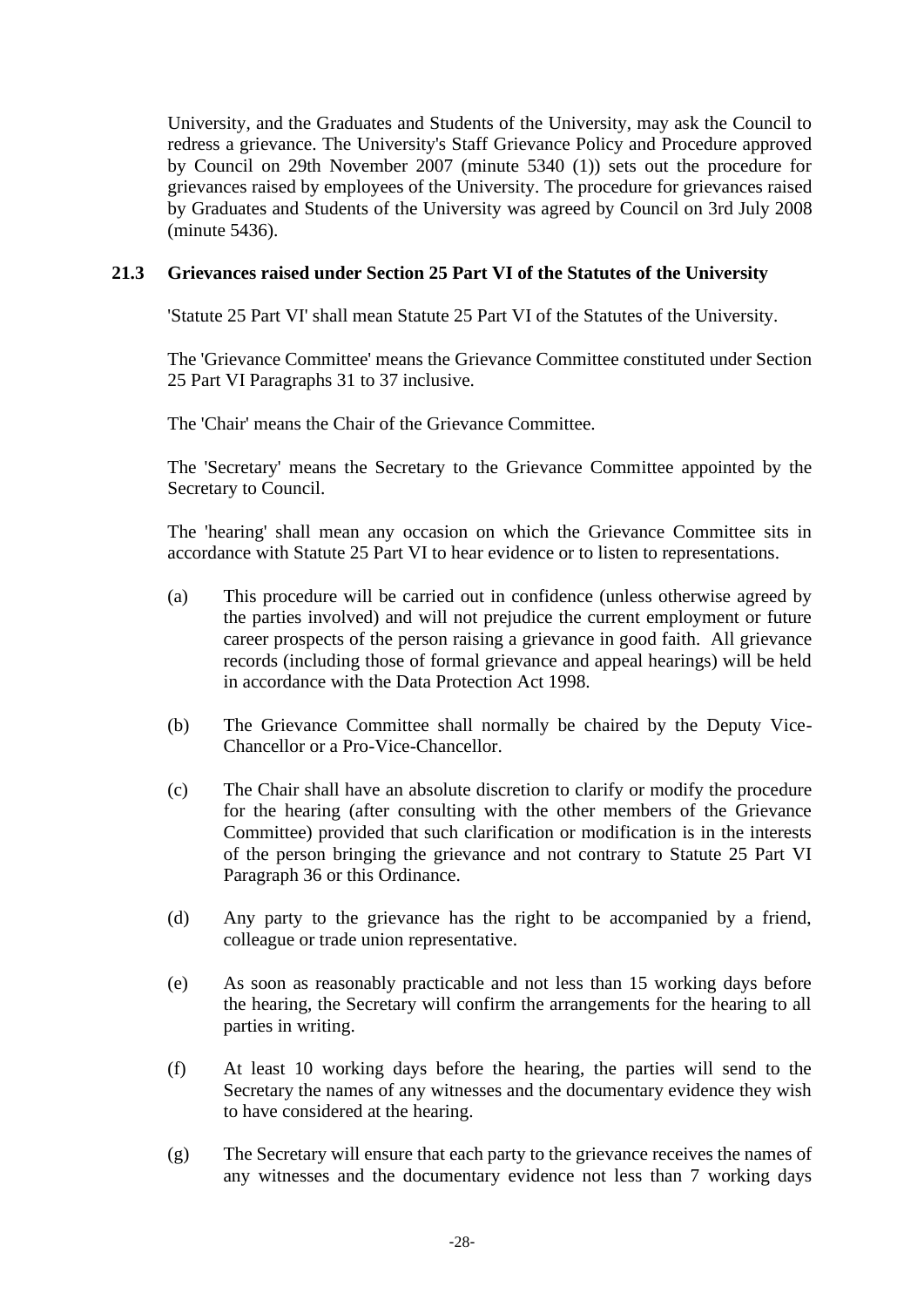University, and the Graduates and Students of the University, may ask the Council to redress a grievance. The University's Staff Grievance Policy and Procedure approved by Council on 29th November 2007 (minute 5340 (1)) sets out the procedure for grievances raised by employees of the University. The procedure for grievances raised by Graduates and Students of the University was agreed by Council on 3rd July 2008 (minute 5436).

### 21.3 Grievances raised under Section 25 Part VI of the Statutes of the University

'Statute 25 Part VI' shall mean Statute 25 Part VI of the Statutes of the University.

The 'Grievance Committee' means the Grievance Committee constituted under Section 25 Part VI Paragraphs 31 to 37 inclusive.

The 'Chair' means the Chair of the Grievance Committee.

The 'Secretary' means the Secretary to the Grievance Committee appointed by the Secretary to Council.

The 'hearing' shall mean any occasion on which the Grievance Committee sits in accordance with Statute 25 Part VI to hear evidence or to listen to representations.

(a) This procedure will be carried out in confidence (unless otherwise agreed by the parties involved) and will not prejudice the current employment or future career prospects of the person raising a grievance in good faith. All grievance records (including those of formal grievance and appeal hearings) will be held in accordance with the Data Protection Act 1998.

(b) The Grievance Committee shall normally be chaired by the Deputy Vice-Chancellor or a Pro-Vice-Chancellor.

(c) The Chair shall have an absolute discretion to clarify or modify the procedure for the hearing (after consulting with the other members of the Grievance Committee) provided that such clarification or modification is in the interests of the person bringing the grievance and not contrary to Statute 25 Part VI Paragraph 36 or this Ordinance.

(d) Any party to the grievance has the right to be accompanied by a friend, colleague or trade union representative.

(e) As soon as reasonably practicable and not less than 15 working days before the hearing, the Secretary will confirm the arrangements for the hearing to all parties in writing.

(f) At least 10 working days before the hearing, the parties will send to the Secretary the names of any witnesses and the documentary evidence they wish to have considered at the hearing.

(g) The Secretary will ensure that each party to the grievance receives the names of any witnesses and the documentary evidence not less than 7 working days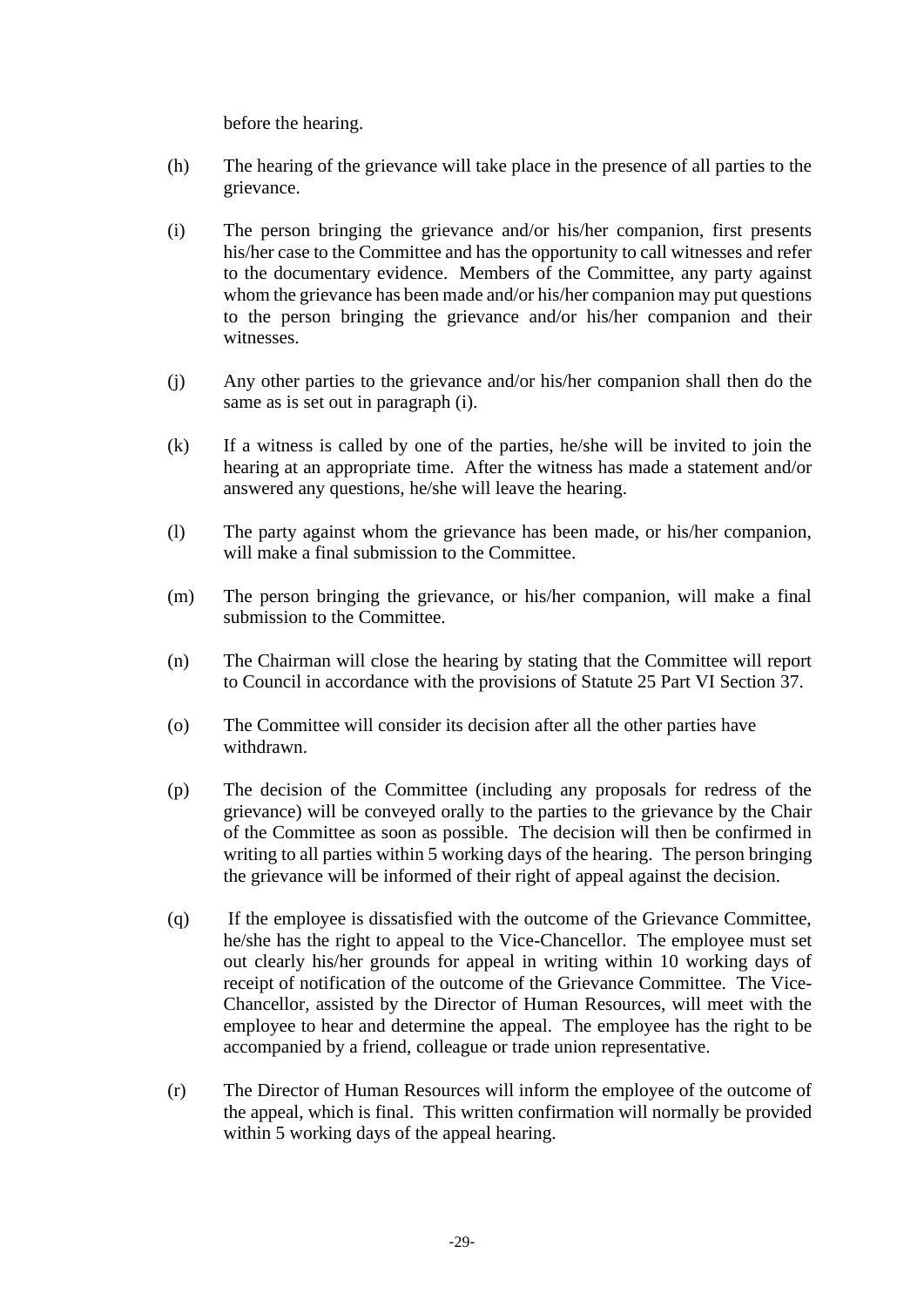before the hearing.

(h) The hearing of the grievance will take place in the presence of all parties to the grievance.

(i) The person bringing the grievance and/or his/her companion, first presents his/her case to the Committee and has the opportunity to call witnesses and refer to the documentary evidence. Members of the Committee, any party against whom the grievance has been made and/or his/her companion may put questions to the person bringing the grievance and/or his/her companion and their witnesses.

(j) Any other parties to the grievance and/or his/her companion shall then do the same as is set out in paragraph (i).

(k) If a witness is called by one of the parties, he/she will be invited to join the hearing at an appropriate time. After the witness has made a statement and/or answered any questions, he/she will leave the hearing.

(l) The party against whom the grievance has been made, or his/her companion, will make a final submission to the Committee.

(m) The person bringing the grievance, or his/her companion, will make a final submission to the Committee.

(n) The Chairman will close the hearing by stating that the Committee will report to Council in accordance with the provisions of Statute 25 Part VI Section 37.

(o) The Committee will consider its decision after all the other parties have withdrawn.

(p) The decision of the Committee (including any proposals for redress of the grievance) will be conveyed orally to the parties to the grievance by the Chair of the Committee as soon as possible. The decision will then be confirmed in writing to all parties within 5 working days of the hearing. The person bringing the grievance will be informed of their right of appeal against the decision.

(q) If the employee is dissatisfied with the outcome of the Grievance Committee, he/she has the right to appeal to the Vice-Chancellor. The employee must set out clearly his/her grounds for appeal in writing within 10 working days of receipt of notification of the outcome of the Grievance Committee. The Vice-Chancellor, assisted by the Director of Human Resources, will meet with the employee to hear and determine the appeal. The employee has the right to be accompanied by a friend, colleague or trade union representative.

(r) The Director of Human Resources will inform the employee of the outcome of the appeal, which is final. This written confirmation will normally be provided within 5 working days of the appeal hearing.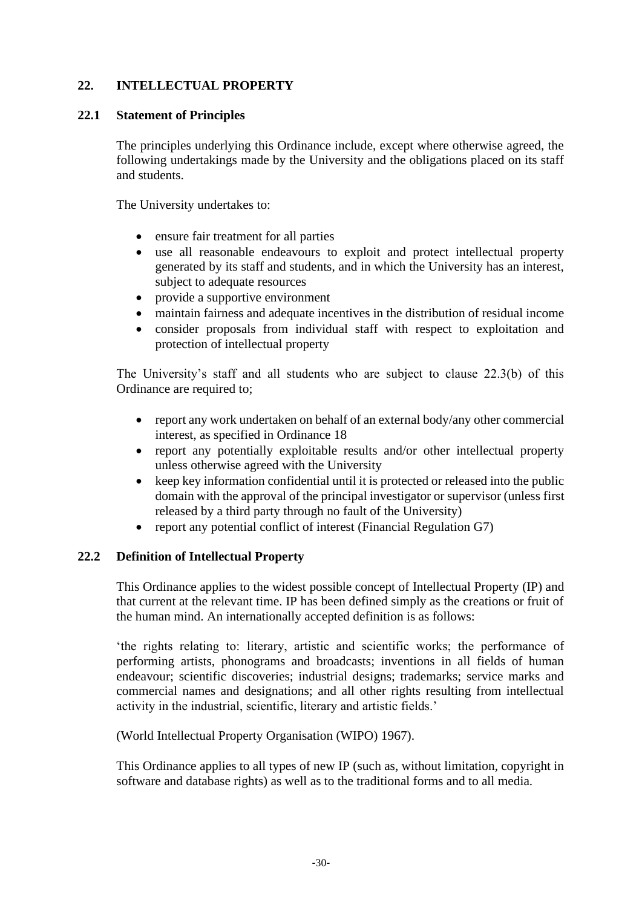## 22. INTELLECTUAL PROPERTY

### 22.1 Statement of Principles

The principles underlying this Ordinance include, except where otherwise agreed, the following undertakings made by the University and the obligations placed on its staff and students.

The University undertakes to:

- ensure fair treatment for all parties
- use all reasonable endeavours to exploit and protect intellectual property generated by its staff and students, and in which the University has an interest, subject to adequate resources
- provide a supportive environment
- maintain fairness and adequate incentives in the distribution of residual income
- consider proposals from individual staff with respect to exploitation and protection of intellectual property

The University's staff and all students who are subject to clause 22.3(b) of this Ordinance are required to;

- report any work undertaken on behalf of an external body/any other commercial interest, as specified in Ordinance 18
- report any potentially exploitable results and/or other intellectual property unless otherwise agreed with the University
- keep key information confidential until it is protected or released into the public domain with the approval of the principal investigator or supervisor (unless first released by a third party through no fault of the University)
- report any potential conflict of interest (Financial Regulation G7)

### 22.2 Definition of Intellectual Property

This Ordinance applies to the widest possible concept of Intellectual Property (IP) and that current at the relevant time. IP has been defined simply as the creations or fruit of the human mind. An internationally accepted definition is as follows:

'the rights relating to: literary, artistic and scientific works; the performance of performing artists, phonograms and broadcasts; inventions in all fields of human endeavour; scientific discoveries; industrial designs; trademarks; service marks and commercial names and designations; and all other rights resulting from intellectual activity in the industrial, scientific, literary and artistic fields.'

(World Intellectual Property Organisation (WIPO) 1967).

This Ordinance applies to all types of new IP (such as, without limitation, copyright in software and database rights) as well as to the traditional forms and to all media.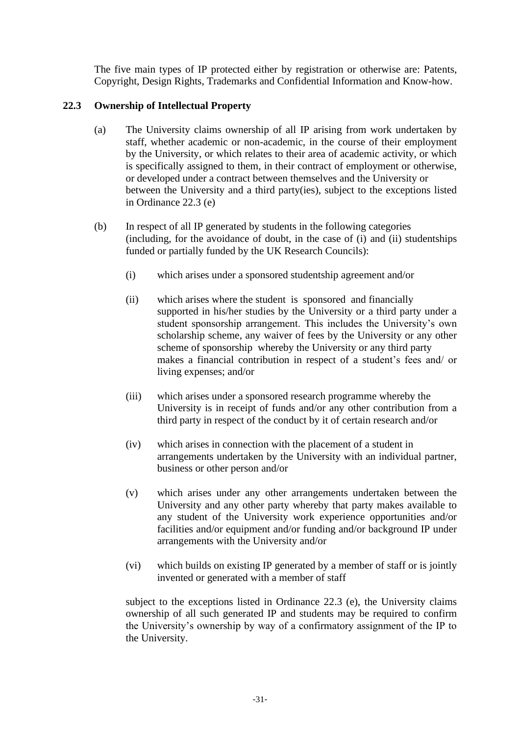The five main types of IP protected either by registration or otherwise are: Patents, Copyright, Design Rights, Trademarks and Confidential Information and Know-how.

### 22.3 Ownership of Intellectual Property

(a) The University claims ownership of all IP arising from work undertaken by staff, whether academic or non-academic, in the course of their employment by the University, or which relates to their area of academic activity, or which is specifically assigned to them, in their contract of employment or otherwise, or developed under a contract between themselves and the University or between the University and a third party(ies), subject to the exceptions listed in Ordinance 22.3 (e)

(b) In respect of all IP generated by students in the following categories (including, for the avoidance of doubt, in the case of (i) and (ii) studentships funded or partially funded by the UK Research Councils):

(i) which arises under a sponsored studentship agreement and/or

(ii) which arises where the student is sponsored and financially supported in his/her studies by the University or a third party under a student sponsorship arrangement. This includes the University's own scholarship scheme, any waiver of fees by the University or any other scheme of sponsorship whereby the University or any third party makes a financial contribution in respect of a student's fees and/ or living expenses; and/or

(iii) which arises under a sponsored research programme whereby the University is in receipt of funds and/or any other contribution from a third party in respect of the conduct by it of certain research and/or

(iv) which arises in connection with the placement of a student in arrangements undertaken by the University with an individual partner, business or other person and/or

(v) which arises under any other arrangements undertaken between the University and any other party whereby that party makes available to any student of the University work experience opportunities and/or facilities and/or equipment and/or funding and/or background IP under arrangements with the University and/or

(vi) which builds on existing IP generated by a member of staff or is jointly invented or generated with a member of staff

subject to the exceptions listed in Ordinance 22.3 (e), the University claims ownership of all such generated IP and students may be required to confirm the University's ownership by way of a confirmatory assignment of the IP to the University.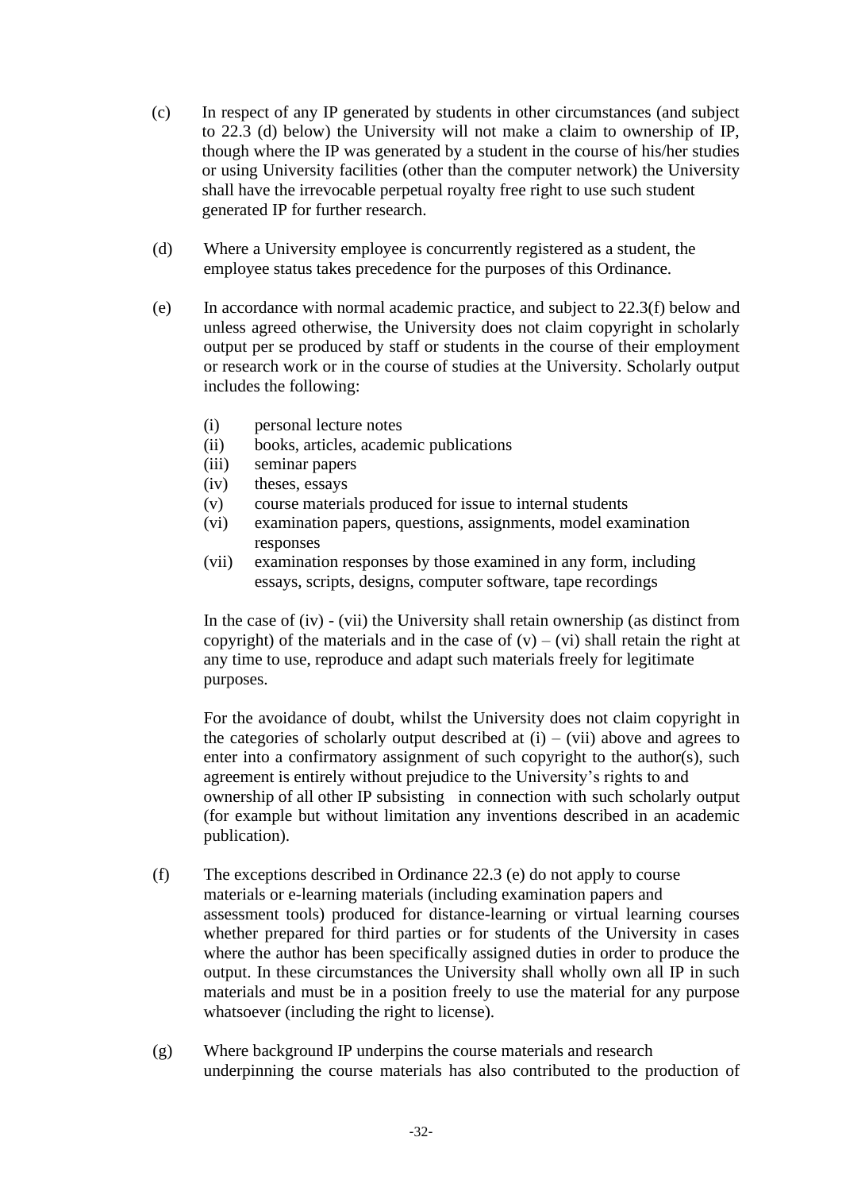(c) In respect of any IP generated by students in other circumstances (and subject to 22.3 (d) below) the University will not make a claim to ownership of IP, though where the IP was generated by a student in the course of his/her studies or using University facilities (other than the computer network) the University shall have the irrevocable perpetual royalty free right to use such student generated IP for further research.

(d) Where a University employee is concurrently registered as a student, the employee status takes precedence for the purposes of this Ordinance.

(e) In accordance with normal academic practice, and subject to 22.3(f) below and unless agreed otherwise, the University does not claim copyright in scholarly output per se produced by staff or students in the course of their employment or research work or in the course of studies at the University. Scholarly output includes the following:

- (i) personal lecture notes
- (ii) books, articles, academic publications
- (iii) seminar papers
- (iv) theses, essays
- (v) course materials produced for issue to internal students
- (vi) examination papers, questions, assignments, model examination responses
- (vii) examination responses by those examined in any form, including essays, scripts, designs, computer software, tape recordings

In the case of (iv) - (vii) the University shall retain ownership (as distinct from copyright) of the materials and in the case of (v) – (vi) shall retain the right at any time to use, reproduce and adapt such materials freely for legitimate purposes.

For the avoidance of doubt, whilst the University does not claim copyright in the categories of scholarly output described at (i) – (vii) above and agrees to enter into a confirmatory assignment of such copyright to the author(s), such agreement is entirely without prejudice to the University's rights to and ownership of all other IP subsisting in connection with such scholarly output (for example but without limitation any inventions described in an academic publication).

(f) The exceptions described in Ordinance 22.3 (e) do not apply to course materials or e-learning materials (including examination papers and assessment tools) produced for distance-learning or virtual learning courses whether prepared for third parties or for students of the University in cases where the author has been specifically assigned duties in order to produce the output. In these circumstances the University shall wholly own all IP in such materials and must be in a position freely to use the material for any purpose whatsoever (including the right to license).

(g) Where background IP underpins the course materials and research underpinning the course materials has also contributed to the production of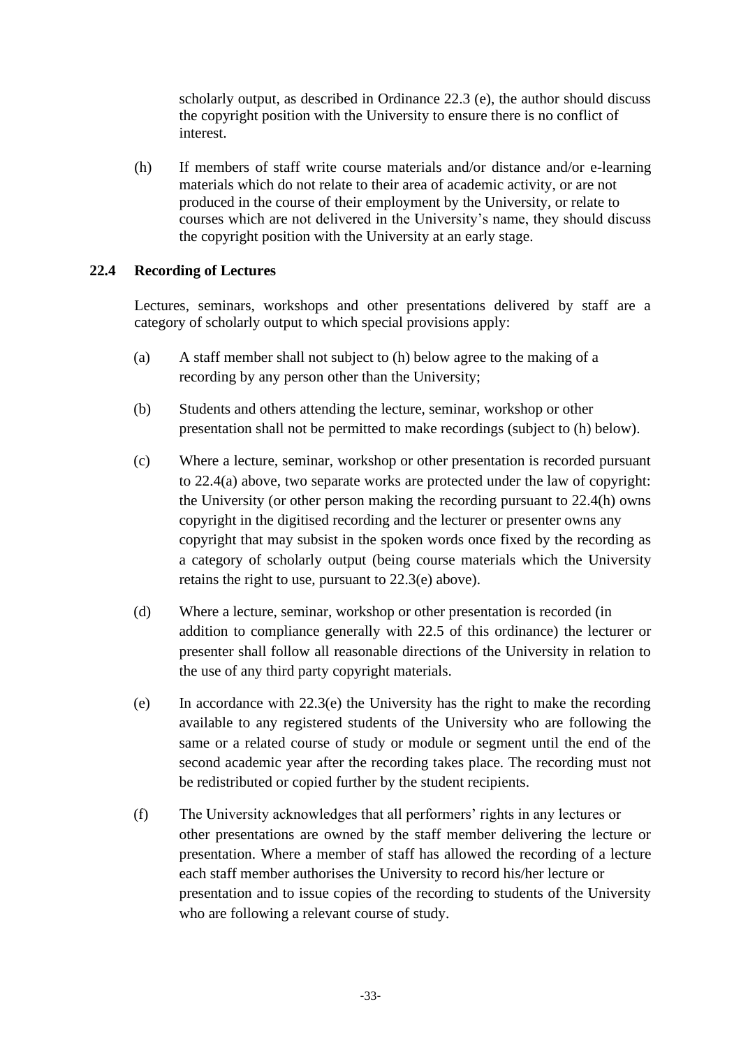scholarly output, as described in Ordinance 22.3 (e), the author should discuss the copyright position with the University to ensure there is no conflict of interest.

(h) If members of staff write course materials and/or distance and/or e-learning materials which do not relate to their area of academic activity, or are not produced in the course of their employment by the University, or relate to courses which are not delivered in the University's name, they should discuss the copyright position with the University at an early stage.

## 22.4 Recording of Lectures

Lectures, seminars, workshops and other presentations delivered by staff are a category of scholarly output to which special provisions apply:

(a) A staff member shall not subject to (h) below agree to the making of a recording by any person other than the University;

(b) Students and others attending the lecture, seminar, workshop or other presentation shall not be permitted to make recordings (subject to (h) below).

(c) Where a lecture, seminar, workshop or other presentation is recorded pursuant to 22.4(a) above, two separate works are protected under the law of copyright: the University (or other person making the recording pursuant to 22.4(h) owns copyright in the digitised recording and the lecturer or presenter owns any copyright that may subsist in the spoken words once fixed by the recording as a category of scholarly output (being course materials which the University retains the right to use, pursuant to 22.3(e) above).

(d) Where a lecture, seminar, workshop or other presentation is recorded (in addition to compliance generally with 22.5 of this ordinance) the lecturer or presenter shall follow all reasonable directions of the University in relation to the use of any third party copyright materials.

(e) In accordance with 22.3(e) the University has the right to make the recording available to any registered students of the University who are following the same or a related course of study or module or segment until the end of the second academic year after the recording takes place. The recording must not be redistributed or copied further by the student recipients.

(f) The University acknowledges that all performers' rights in any lectures or other presentations are owned by the staff member delivering the lecture or presentation. Where a member of staff has allowed the recording of a lecture each staff member authorises the University to record his/her lecture or presentation and to issue copies of the recording to students of the University who are following a relevant course of study.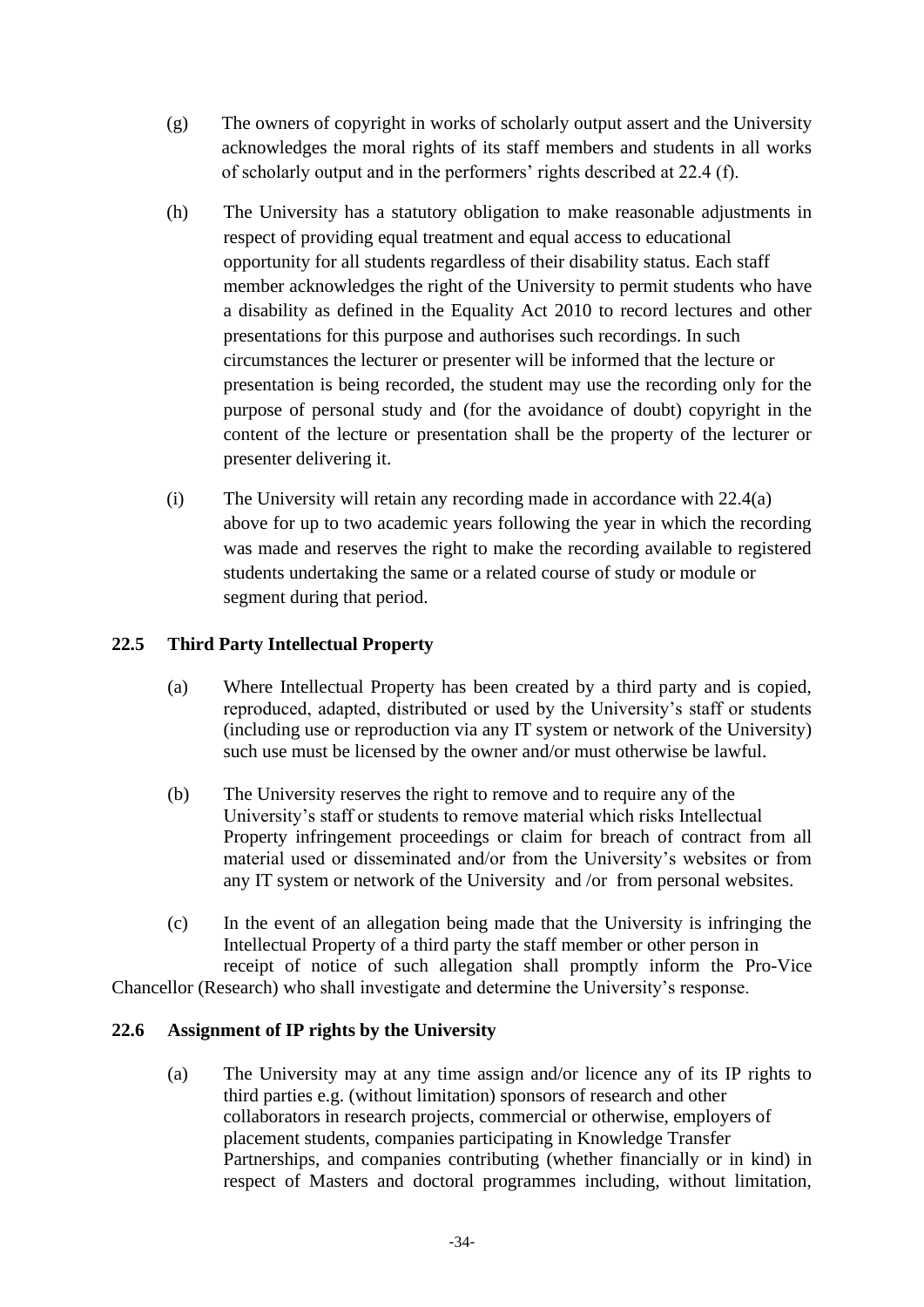(g) The owners of copyright in works of scholarly output assert and the University acknowledges the moral rights of its staff members and students in all works of scholarly output and in the performers' rights described at 22.4 (f).

(h) The University has a statutory obligation to make reasonable adjustments in respect of providing equal treatment and equal access to educational opportunity for all students regardless of their disability status. Each staff member acknowledges the right of the University to permit students who have a disability as defined in the Equality Act 2010 to record lectures and other presentations for this purpose and authorises such recordings. In such circumstances the lecturer or presenter will be informed that the lecture or presentation is being recorded, the student may use the recording only for the purpose of personal study and (for the avoidance of doubt) copyright in the content of the lecture or presentation shall be the property of the lecturer or presenter delivering it.

(i) The University will retain any recording made in accordance with 22.4(a) above for up to two academic years following the year in which the recording was made and reserves the right to make the recording available to registered students undertaking the same or a related course of study or module or segment during that period.

**22.5 Third Party Intellectual Property**

(a) Where Intellectual Property has been created by a third party and is copied, reproduced, adapted, distributed or used by the University's staff or students (including use or reproduction via any IT system or network of the University) such use must be licensed by the owner and/or must otherwise be lawful.

(b) The University reserves the right to remove and to require any of the University's staff or students to remove material which risks Intellectual Property infringement proceedings or claim for breach of contract from all material used or disseminated and/or from the University's websites or from any IT system or network of the University and /or from personal websites.

(c) In the event of an allegation being made that the University is infringing the Intellectual Property of a third party the staff member or other person in receipt of notice of such allegation shall promptly inform the Pro-Vice Chancellor (Research) who shall investigate and determine the University's response.

**22.6 Assignment of IP rights by the University**

(a) The University may at any time assign and/or licence any of its IP rights to third parties e.g. (without limitation) sponsors of research and other collaborators in research projects, commercial or otherwise, employers of placement students, companies participating in Knowledge Transfer Partnerships, and companies contributing (whether financially or in kind) in respect of Masters and doctoral programmes including, without limitation,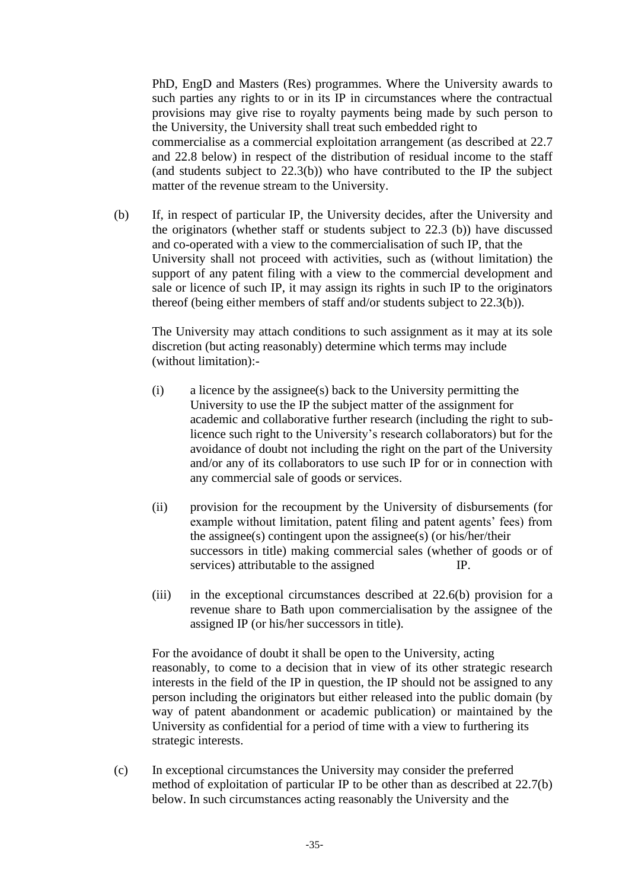PhD, EngD and Masters (Res) programmes. Where the University awards to such parties any rights to or in its IP in circumstances where the contractual provisions may give rise to royalty payments being made by such person to the University, the University shall treat such embedded right to commercialise as a commercial exploitation arrangement (as described at 22.7 and 22.8 below) in respect of the distribution of residual income to the staff (and students subject to 22.3(b)) who have contributed to the IP the subject matter of the revenue stream to the University.

(b) If, in respect of particular IP, the University decides, after the University and the originators (whether staff or students subject to 22.3 (b)) have discussed and co-operated with a view to the commercialisation of such IP, that the University shall not proceed with activities, such as (without limitation) the support of any patent filing with a view to the commercial development and sale or licence of such IP, it may assign its rights in such IP to the originators thereof (being either members of staff and/or students subject to 22.3(b)).

The University may attach conditions to such assignment as it may at its sole discretion (but acting reasonably) determine which terms may include (without limitation):-

(i) a licence by the assignee(s) back to the University permitting the University to use the IP the subject matter of the assignment for academic and collaborative further research (including the right to sub-licence such right to the University's research collaborators) but for the avoidance of doubt not including the right on the part of the University and/or any of its collaborators to use such IP for or in connection with any commercial sale of goods or services.

(ii) provision for the recoupment by the University of disbursements (for example without limitation, patent filing and patent agents' fees) from the assignee(s) contingent upon the assignee(s) (or his/her/their successors in title) making commercial sales (whether of goods or of services) attributable to the assigned IP.

(iii) in the exceptional circumstances described at 22.6(b) provision for a revenue share to Bath upon commercialisation by the assignee of the assigned IP (or his/her successors in title).

For the avoidance of doubt it shall be open to the University, acting reasonably, to come to a decision that in view of its other strategic research interests in the field of the IP in question, the IP should not be assigned to any person including the originators but either released into the public domain (by way of patent abandonment or academic publication) or maintained by the University as confidential for a period of time with a view to furthering its strategic interests.

(c) In exceptional circumstances the University may consider the preferred method of exploitation of particular IP to be other than as described at 22.7(b) below. In such circumstances acting reasonably the University and the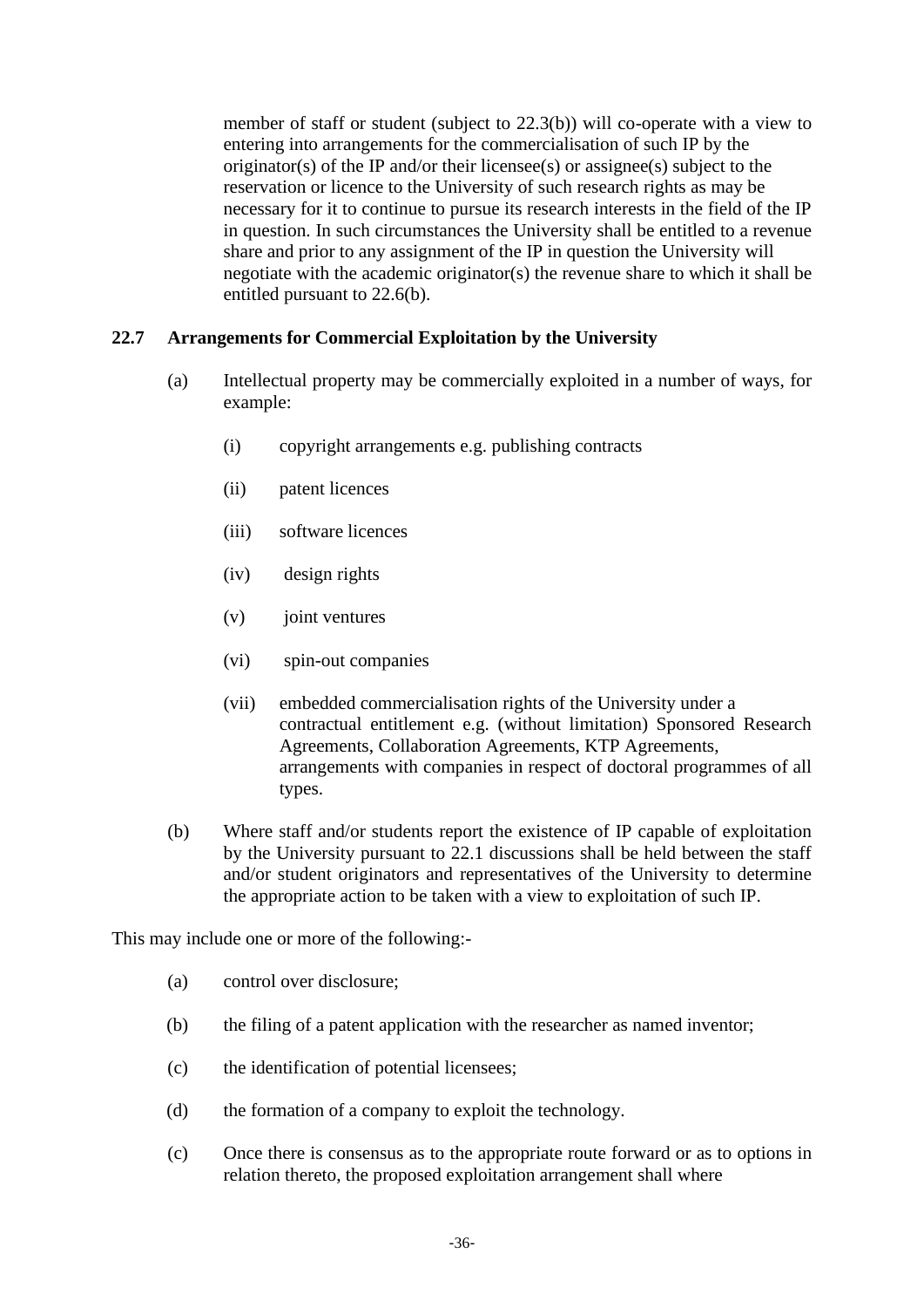member of staff or student (subject to 22.3(b)) will co-operate with a view to entering into arrangements for the commercialisation of such IP by the originator(s) of the IP and/or their licensee(s) or assignee(s) subject to the reservation or licence to the University of such research rights as may be necessary for it to continue to pursue its research interests in the field of the IP in question. In such circumstances the University shall be entitled to a revenue share and prior to any assignment of the IP in question the University will negotiate with the academic originator(s) the revenue share to which it shall be entitled pursuant to 22.6(b).

### 22.7 Arrangements for Commercial Exploitation by the University

(a) Intellectual property may be commercially exploited in a number of ways, for example:

(i) copyright arrangements e.g. publishing contracts

(ii) patent licences

(iii) software licences

(iv) design rights

(v) joint ventures

(vi) spin-out companies

(vii) embedded commercialisation rights of the University under a contractual entitlement e.g. (without limitation) Sponsored Research Agreements, Collaboration Agreements, KTP Agreements, arrangements with companies in respect of doctoral programmes of all types.

(b) Where staff and/or students report the existence of IP capable of exploitation by the University pursuant to 22.1 discussions shall be held between the staff and/or student originators and representatives of the University to determine the appropriate action to be taken with a view to exploitation of such IP.

This may include one or more of the following:-

(a) control over disclosure;

(b) the filing of a patent application with the researcher as named inventor;

(c) the identification of potential licensees;

(d) the formation of a company to exploit the technology.

(c) Once there is consensus as to the appropriate route forward or as to options in relation thereto, the proposed exploitation arrangement shall where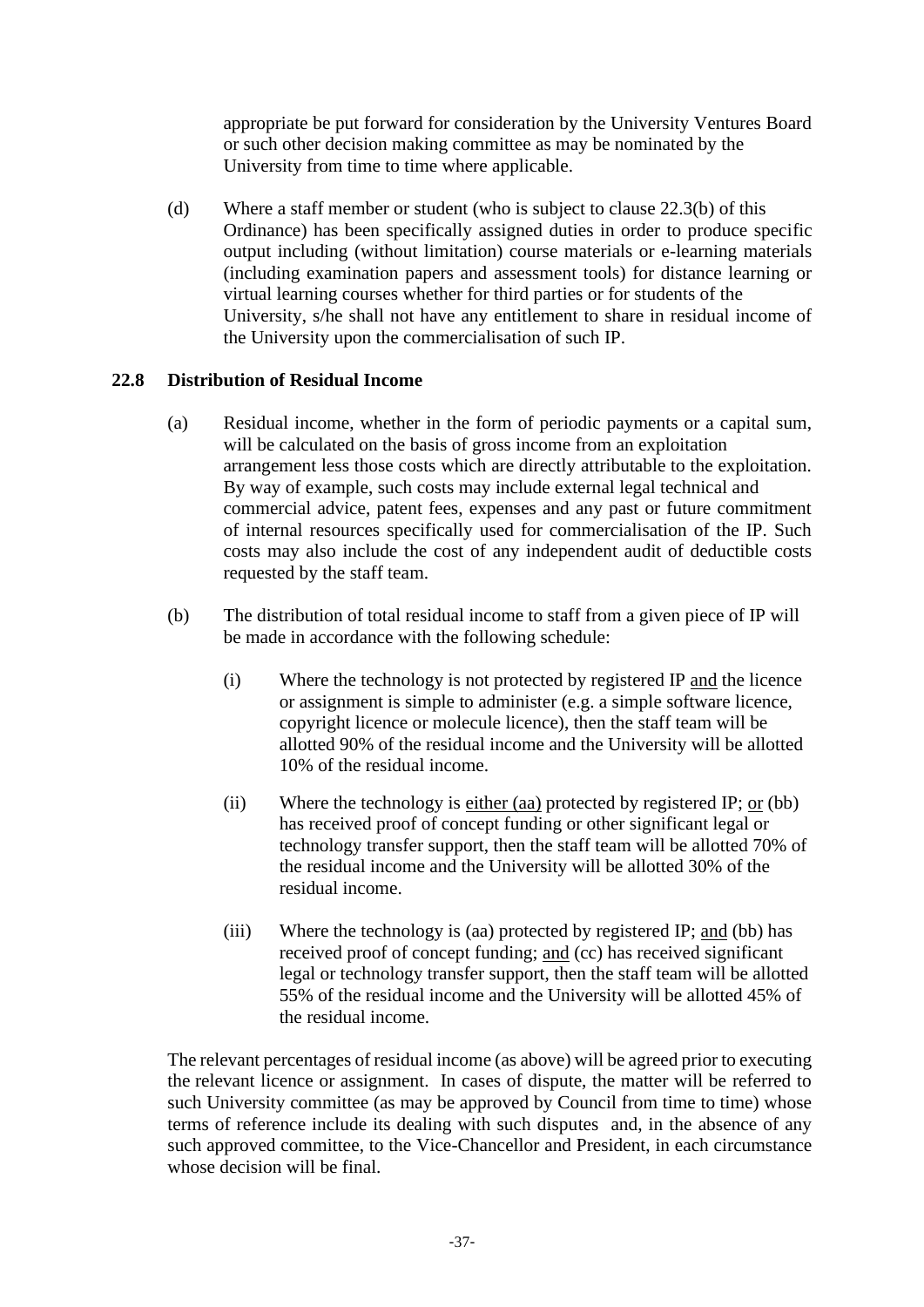appropriate be put forward for consideration by the University Ventures Board or such other decision making committee as may be nominated by the University from time to time where applicable.

(d) Where a staff member or student (who is subject to clause 22.3(b) of this Ordinance) has been specifically assigned duties in order to produce specific output including (without limitation) course materials or e-learning materials (including examination papers and assessment tools) for distance learning or virtual learning courses whether for third parties or for students of the University, s/he shall not have any entitlement to share in residual income of the University upon the commercialisation of such IP.

## 22.8 Distribution of Residual Income

(a) Residual income, whether in the form of periodic payments or a capital sum, will be calculated on the basis of gross income from an exploitation arrangement less those costs which are directly attributable to the exploitation. By way of example, such costs may include external legal technical and commercial advice, patent fees, expenses and any past or future commitment of internal resources specifically used for commercialisation of the IP. Such costs may also include the cost of any independent audit of deductible costs requested by the staff team.

(b) The distribution of total residual income to staff from a given piece of IP will be made in accordance with the following schedule:

(i) Where the technology is not protected by registered IP and the licence or assignment is simple to administer (e.g. a simple software licence, copyright licence or molecule licence), then the staff team will be allotted 90% of the residual income and the University will be allotted 10% of the residual income.

(ii) Where the technology is either (aa) protected by registered IP; or (bb) has received proof of concept funding or other significant legal or technology transfer support, then the staff team will be allotted 70% of the residual income and the University will be allotted 30% of the residual income.

(iii) Where the technology is (aa) protected by registered IP; and (bb) has received proof of concept funding; and (cc) has received significant legal or technology transfer support, then the staff team will be allotted 55% of the residual income and the University will be allotted 45% of the residual income.

The relevant percentages of residual income (as above) will be agreed prior to executing the relevant licence or assignment. In cases of dispute, the matter will be referred to such University committee (as may be approved by Council from time to time) whose terms of reference include its dealing with such disputes and, in the absence of any such approved committee, to the Vice-Chancellor and President, in each circumstance whose decision will be final.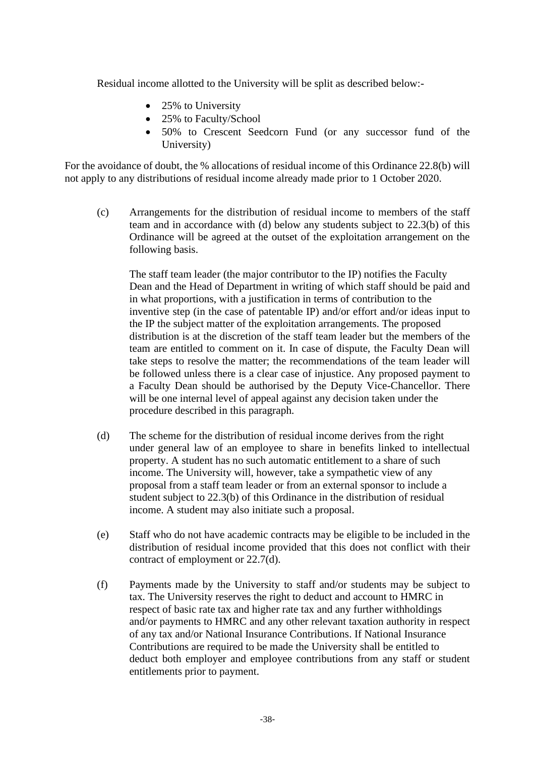Residual income allotted to the University will be split as described below:-

- 25% to University
- 25% to Faculty/School
- 50% to Crescent Seedcorn Fund (or any successor fund of the University)

For the avoidance of doubt, the % allocations of residual income of this Ordinance 22.8(b) will not apply to any distributions of residual income already made prior to 1 October 2020.

(c) Arrangements for the distribution of residual income to members of the staff team and in accordance with (d) below any students subject to 22.3(b) of this Ordinance will be agreed at the outset of the exploitation arrangement on the following basis.

The staff team leader (the major contributor to the IP) notifies the Faculty Dean and the Head of Department in writing of which staff should be paid and in what proportions, with a justification in terms of contribution to the inventive step (in the case of patentable IP) and/or effort and/or ideas input to the IP the subject matter of the exploitation arrangements. The proposed distribution is at the discretion of the staff team leader but the members of the team are entitled to comment on it. In case of dispute, the Faculty Dean will take steps to resolve the matter; the recommendations of the team leader will be followed unless there is a clear case of injustice. Any proposed payment to a Faculty Dean should be authorised by the Deputy Vice-Chancellor. There will be one internal level of appeal against any decision taken under the procedure described in this paragraph.

(d) The scheme for the distribution of residual income derives from the right under general law of an employee to share in benefits linked to intellectual property. A student has no such automatic entitlement to a share of such income. The University will, however, take a sympathetic view of any proposal from a staff team leader or from an external sponsor to include a student subject to 22.3(b) of this Ordinance in the distribution of residual income. A student may also initiate such a proposal.

(e) Staff who do not have academic contracts may be eligible to be included in the distribution of residual income provided that this does not conflict with their contract of employment or 22.7(d).

(f) Payments made by the University to staff and/or students may be subject to tax. The University reserves the right to deduct and account to HMRC in respect of basic rate tax and higher rate tax and any further withholdings and/or payments to HMRC and any other relevant taxation authority in respect of any tax and/or National Insurance Contributions. If National Insurance Contributions are required to be made the University shall be entitled to deduct both employer and employee contributions from any staff or student entitlements prior to payment.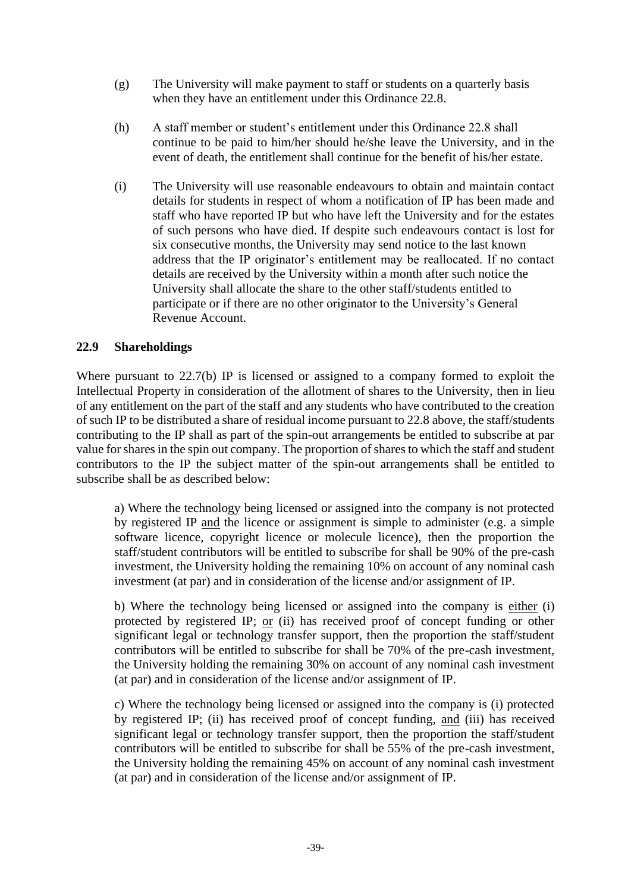(g) The University will make payment to staff or students on a quarterly basis when they have an entitlement under this Ordinance 22.8.

(h) A staff member or student's entitlement under this Ordinance 22.8 shall continue to be paid to him/her should he/she leave the University, and in the event of death, the entitlement shall continue for the benefit of his/her estate.

(i) The University will use reasonable endeavours to obtain and maintain contact details for students in respect of whom a notification of IP has been made and staff who have reported IP but who have left the University and for the estates of such persons who have died. If despite such endeavours contact is lost for six consecutive months, the University may send notice to the last known address that the IP originator's entitlement may be reallocated. If no contact details are received by the University within a month after such notice the University shall allocate the share to the other staff/students entitled to participate or if there are no other originator to the University's General Revenue Account.

### 22.9 Shareholdings

Where pursuant to 22.7(b) IP is licensed or assigned to a company formed to exploit the Intellectual Property in consideration of the allotment of shares to the University, then in lieu of any entitlement on the part of the staff and any students who have contributed to the creation of such IP to be distributed a share of residual income pursuant to 22.8 above, the staff/students contributing to the IP shall as part of the spin-out arrangements be entitled to subscribe at par value for shares in the spin out company. The proportion of shares to which the staff and student contributors to the IP the subject matter of the spin-out arrangements shall be entitled to subscribe shall be as described below:

a) Where the technology being licensed or assigned into the company is not protected by registered IP and the licence or assignment is simple to administer (e.g. a simple software licence, copyright licence or molecule licence), then the proportion the staff/student contributors will be entitled to subscribe for shall be 90% of the pre-cash investment, the University holding the remaining 10% on account of any nominal cash investment (at par) and in consideration of the license and/or assignment of IP.

b) Where the technology being licensed or assigned into the company is either (i) protected by registered IP; or (ii) has received proof of concept funding or other significant legal or technology transfer support, then the proportion the staff/student contributors will be entitled to subscribe for shall be 70% of the pre-cash investment, the University holding the remaining 30% on account of any nominal cash investment (at par) and in consideration of the license and/or assignment of IP.

c) Where the technology being licensed or assigned into the company is (i) protected by registered IP; (ii) has received proof of concept funding, and (iii) has received significant legal or technology transfer support, then the proportion the staff/student contributors will be entitled to subscribe for shall be 55% of the pre-cash investment, the University holding the remaining 45% on account of any nominal cash investment (at par) and in consideration of the license and/or assignment of IP.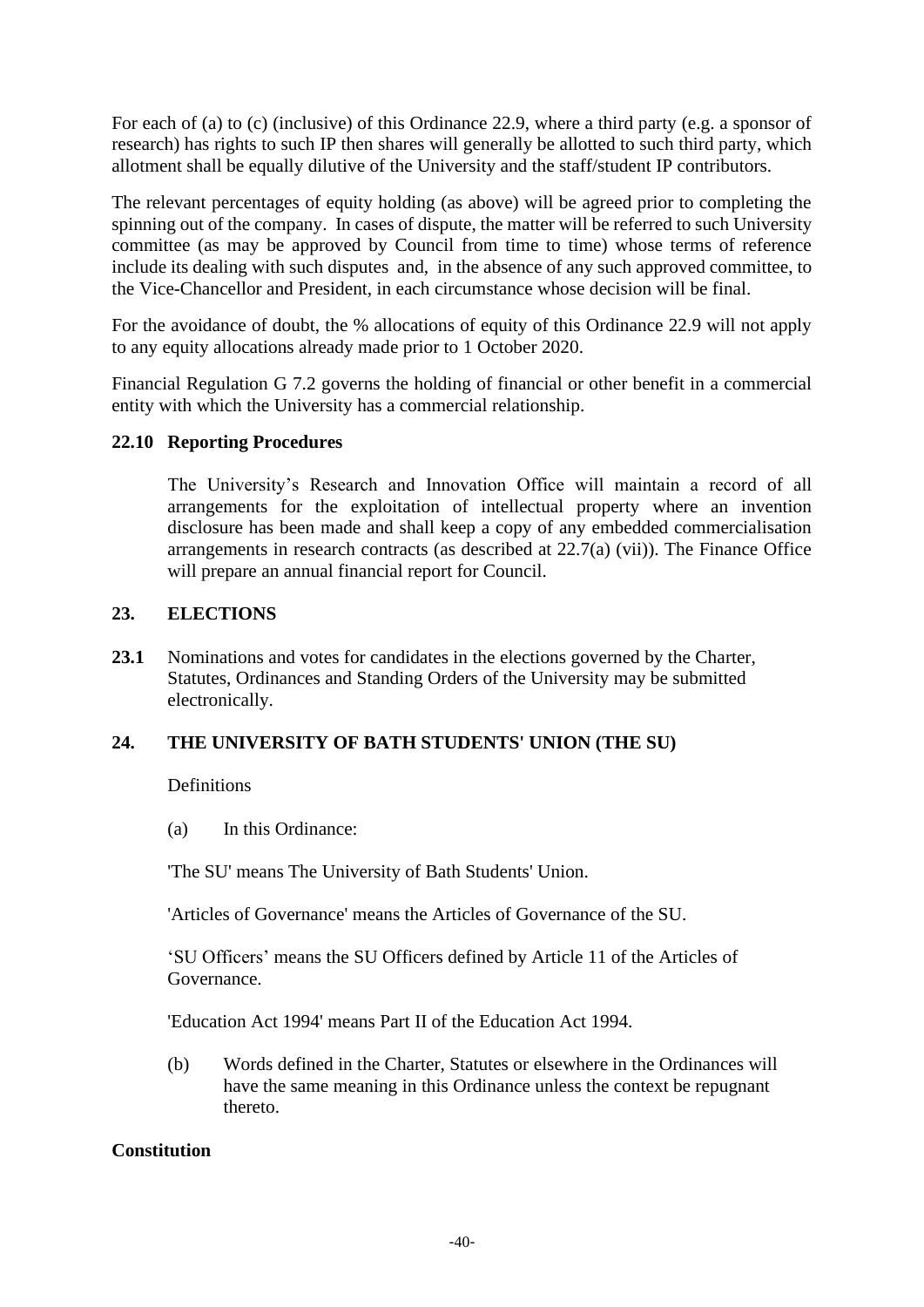For each of (a) to (c) (inclusive) of this Ordinance 22.9, where a third party (e.g. a sponsor of research) has rights to such IP then shares will generally be allotted to such third party, which allotment shall be equally dilutive of the University and the staff/student IP contributors.

The relevant percentages of equity holding (as above) will be agreed prior to completing the spinning out of the company. In cases of dispute, the matter will be referred to such University committee (as may be approved by Council from time to time) whose terms of reference include its dealing with such disputes and, in the absence of any such approved committee, to the Vice-Chancellor and President, in each circumstance whose decision will be final.

For the avoidance of doubt, the % allocations of equity of this Ordinance 22.9 will not apply to any equity allocations already made prior to 1 October 2020.

Financial Regulation G 7.2 governs the holding of financial or other benefit in a commercial entity with which the University has a commercial relationship.

### 22.10 Reporting Procedures

The University's Research and Innovation Office will maintain a record of all arrangements for the exploitation of intellectual property where an invention disclosure has been made and shall keep a copy of any embedded commercialisation arrangements in research contracts (as described at 22.7(a) (vii)). The Finance Office will prepare an annual financial report for Council.

## 23. ELECTIONS

**23.1** Nominations and votes for candidates in the elections governed by the Charter, Statutes, Ordinances and Standing Orders of the University may be submitted electronically.

## 24. THE UNIVERSITY OF BATH STUDENTS' UNION (THE SU)

Definitions

(a) In this Ordinance:

'The SU' means The University of Bath Students' Union.

'Articles of Governance' means the Articles of Governance of the SU.

'SU Officers' means the SU Officers defined by Article 11 of the Articles of Governance.

'Education Act 1994' means Part II of the Education Act 1994.

(b) Words defined in the Charter, Statutes or elsewhere in the Ordinances will have the same meaning in this Ordinance unless the context be repugnant thereto.

**Constitution**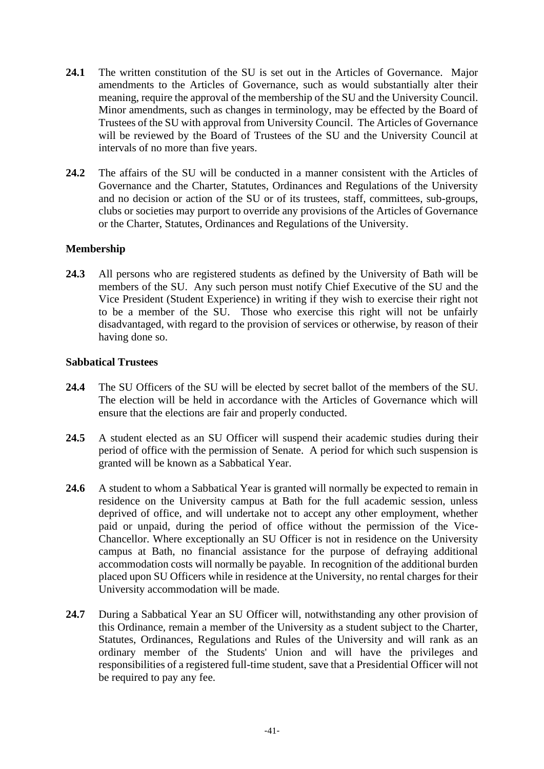**24.1** The written constitution of the SU is set out in the Articles of Governance. Major amendments to the Articles of Governance, such as would substantially alter their meaning, require the approval of the membership of the SU and the University Council. Minor amendments, such as changes in terminology, may be effected by the Board of Trustees of the SU with approval from University Council. The Articles of Governance will be reviewed by the Board of Trustees of the SU and the University Council at intervals of no more than five years.

**24.2** The affairs of the SU will be conducted in a manner consistent with the Articles of Governance and the Charter, Statutes, Ordinances and Regulations of the University and no decision or action of the SU or of its trustees, staff, committees, sub-groups, clubs or societies may purport to override any provisions of the Articles of Governance or the Charter, Statutes, Ordinances and Regulations of the University.

**Membership**

**24.3** All persons who are registered students as defined by the University of Bath will be members of the SU. Any such person must notify Chief Executive of the SU and the Vice President (Student Experience) in writing if they wish to exercise their right not to be a member of the SU. Those who exercise this right will not be unfairly disadvantaged, with regard to the provision of services or otherwise, by reason of their having done so.

**Sabbatical Trustees**

**24.4** The SU Officers of the SU will be elected by secret ballot of the members of the SU. The election will be held in accordance with the Articles of Governance which will ensure that the elections are fair and properly conducted.

**24.5** A student elected as an SU Officer will suspend their academic studies during their period of office with the permission of Senate. A period for which such suspension is granted will be known as a Sabbatical Year.

**24.6** A student to whom a Sabbatical Year is granted will normally be expected to remain in residence on the University campus at Bath for the full academic session, unless deprived of office, and will undertake not to accept any other employment, whether paid or unpaid, during the period of office without the permission of the Vice-Chancellor. Where exceptionally an SU Officer is not in residence on the University campus at Bath, no financial assistance for the purpose of defraying additional accommodation costs will normally be payable. In recognition of the additional burden placed upon SU Officers while in residence at the University, no rental charges for their University accommodation will be made.

**24.7** During a Sabbatical Year an SU Officer will, notwithstanding any other provision of this Ordinance, remain a member of the University as a student subject to the Charter, Statutes, Ordinances, Regulations and Rules of the University and will rank as an ordinary member of the Students' Union and will have the privileges and responsibilities of a registered full-time student, save that a Presidential Officer will not be required to pay any fee.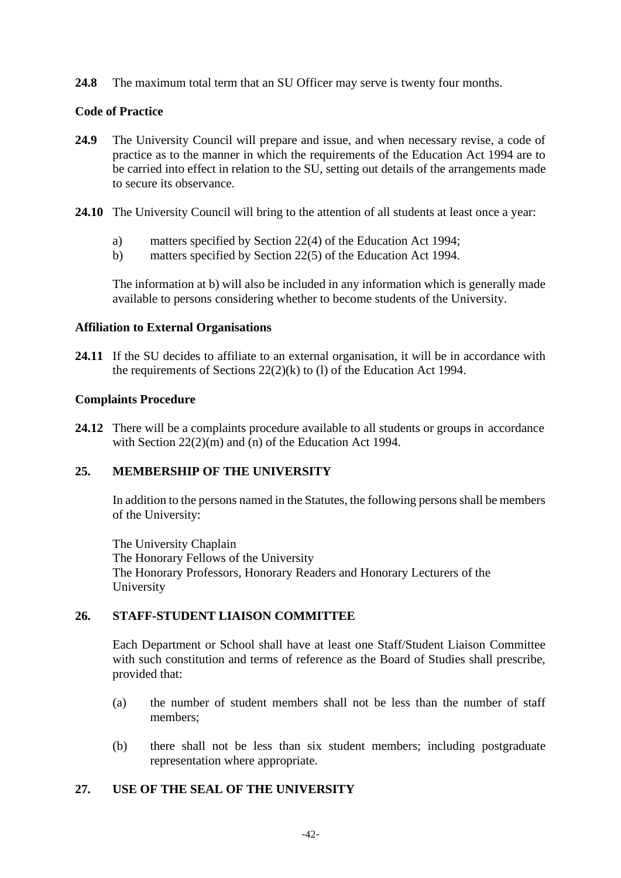**24.8** The maximum total term that an SU Officer may serve is twenty four months.

**Code of Practice**

**24.9** The University Council will prepare and issue, and when necessary revise, a code of practice as to the manner in which the requirements of the Education Act 1994 are to be carried into effect in relation to the SU, setting out details of the arrangements made to secure its observance.

**24.10** The University Council will bring to the attention of all students at least once a year:

a) matters specified by Section 22(4) of the Education Act 1994;
b) matters specified by Section 22(5) of the Education Act 1994.

The information at b) will also be included in any information which is generally made available to persons considering whether to become students of the University.

**Affiliation to External Organisations**

**24.11** If the SU decides to affiliate to an external organisation, it will be in accordance with the requirements of Sections 22(2)(k) to (l) of the Education Act 1994.

**Complaints Procedure**

**24.12** There will be a complaints procedure available to all students or groups in accordance with Section 22(2)(m) and (n) of the Education Act 1994.

## 25. MEMBERSHIP OF THE UNIVERSITY

In addition to the persons named in the Statutes, the following persons shall be members of the University:

The University Chaplain
The Honorary Fellows of the University
The Honorary Professors, Honorary Readers and Honorary Lecturers of the University

## 26. STAFF-STUDENT LIAISON COMMITTEE

Each Department or School shall have at least one Staff/Student Liaison Committee with such constitution and terms of reference as the Board of Studies shall prescribe, provided that:

(a) the number of student members shall not be less than the number of staff members;

(b) there shall not be less than six student members; including postgraduate representation where appropriate.

## 27. USE OF THE SEAL OF THE UNIVERSITY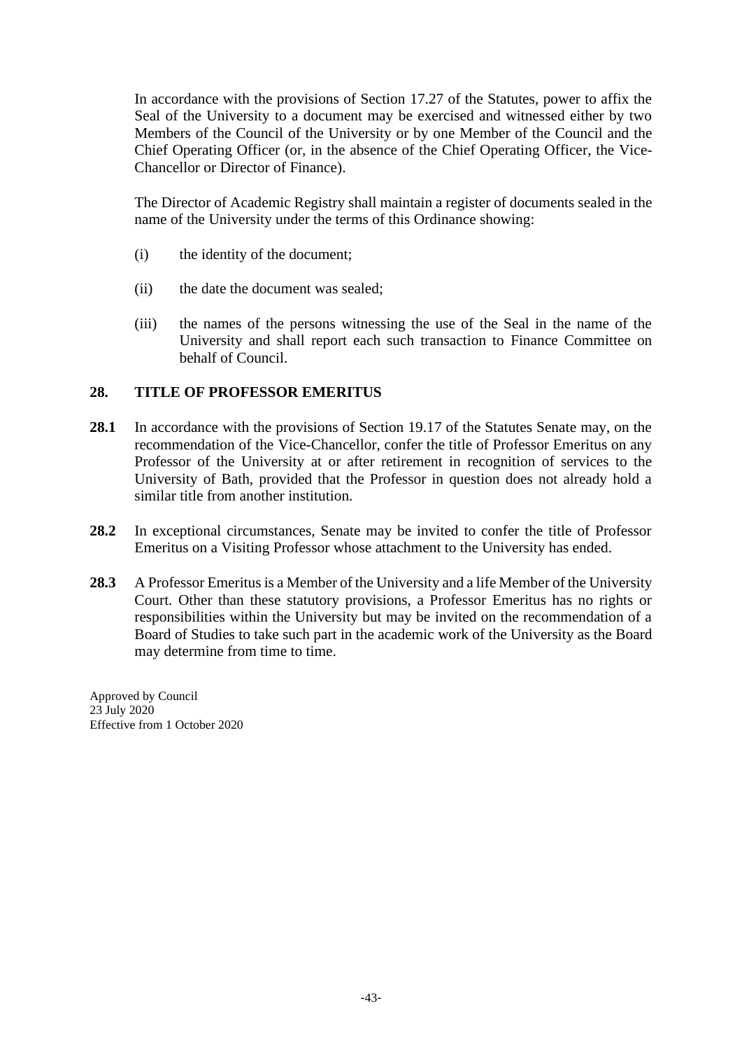In accordance with the provisions of Section 17.27 of the Statutes, power to affix the Seal of the University to a document may be exercised and witnessed either by two Members of the Council of the University or by one Member of the Council and the Chief Operating Officer (or, in the absence of the Chief Operating Officer, the Vice-Chancellor or Director of Finance).

The Director of Academic Registry shall maintain a register of documents sealed in the name of the University under the terms of this Ordinance showing:

(i) the identity of the document;

(ii) the date the document was sealed;

(iii) the names of the persons witnessing the use of the Seal in the name of the University and shall report each such transaction to Finance Committee on behalf of Council.

## 28. TITLE OF PROFESSOR EMERITUS

**28.1** In accordance with the provisions of Section 19.17 of the Statutes Senate may, on the recommendation of the Vice-Chancellor, confer the title of Professor Emeritus on any Professor of the University at or after retirement in recognition of services to the University of Bath, provided that the Professor in question does not already hold a similar title from another institution.

**28.2** In exceptional circumstances, Senate may be invited to confer the title of Professor Emeritus on a Visiting Professor whose attachment to the University has ended.

**28.3** A Professor Emeritus is a Member of the University and a life Member of the University Court. Other than these statutory provisions, a Professor Emeritus has no rights or responsibilities within the University but may be invited on the recommendation of a Board of Studies to take such part in the academic work of the University as the Board may determine from time to time.

Approved by Council
23 July 2020
Effective from 1 October 2020